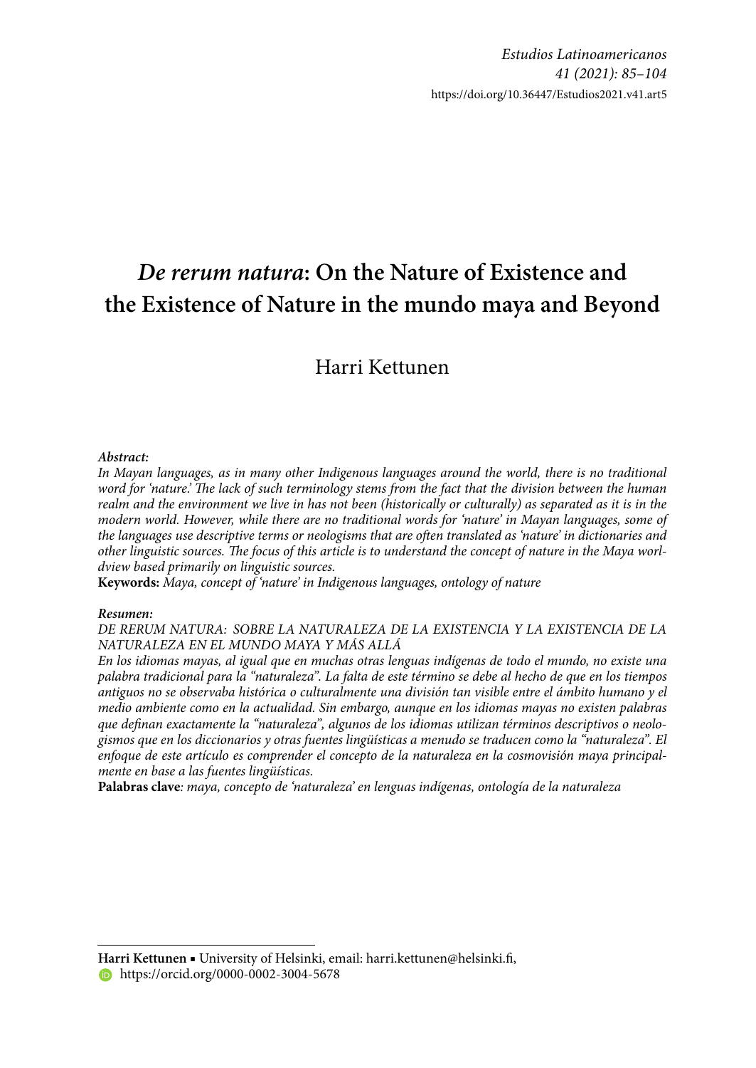# *De rerum natura*: On the Nature of Existence and the Existence of Nature in the mundo maya and Beyond

Harri Kettunen

***Abstract:***

*In Mayan languages, as in many other Indigenous languages around the world, there is no traditional word for 'nature.' The lack of such terminology stems from the fact that the division between the human realm and the environment we live in has not been (historically or culturally) as separated as it is in the modern world. However, while there are no traditional words for 'nature' in Mayan languages, some of the languages use descriptive terms or neologisms that are often translated as 'nature' in dictionaries and other linguistic sources. The focus of this article is to understand the concept of nature in the Maya worldview based primarily on linguistic sources.*

**Keywords:** *Maya, concept of 'nature' in Indigenous languages, ontology of nature*

***Resumen:***

*DE RERUM NATURA: SOBRE LA NATURALEZA DE LA EXISTENCIA Y LA EXISTENCIA DE LA NATURALEZA EN EL MUNDO MAYA Y MÁS ALLÁ*

*En los idiomas mayas, al igual que en muchas otras lenguas indígenas de todo el mundo, no existe una palabra tradicional para la "naturaleza". La falta de este término se debe al hecho de que en los tiempos antiguos no se observaba histórica o culturalmente una división tan visible entre el ámbito humano y el medio ambiente como en la actualidad. Sin embargo, aunque en los idiomas mayas no existen palabras que definan exactamente la "naturaleza", algunos de los idiomas utilizan términos descriptivos o neologismos que en los diccionarios y otras fuentes lingüísticas a menudo se traducen como la "naturaleza". El enfoque de este artículo es comprender el concepto de la naturaleza en la cosmovisión maya principalmente en base a las fuentes lingüísticas.*

**Palabras clave***: maya, concepto de 'naturaleza' en lenguas indígenas, ontología de la naturaleza*

---

**Harri Kettunen** ▪ University of Helsinki, email: harri.kettunen@helsinki.fi, https://orcid.org/0000-0002-3004-5678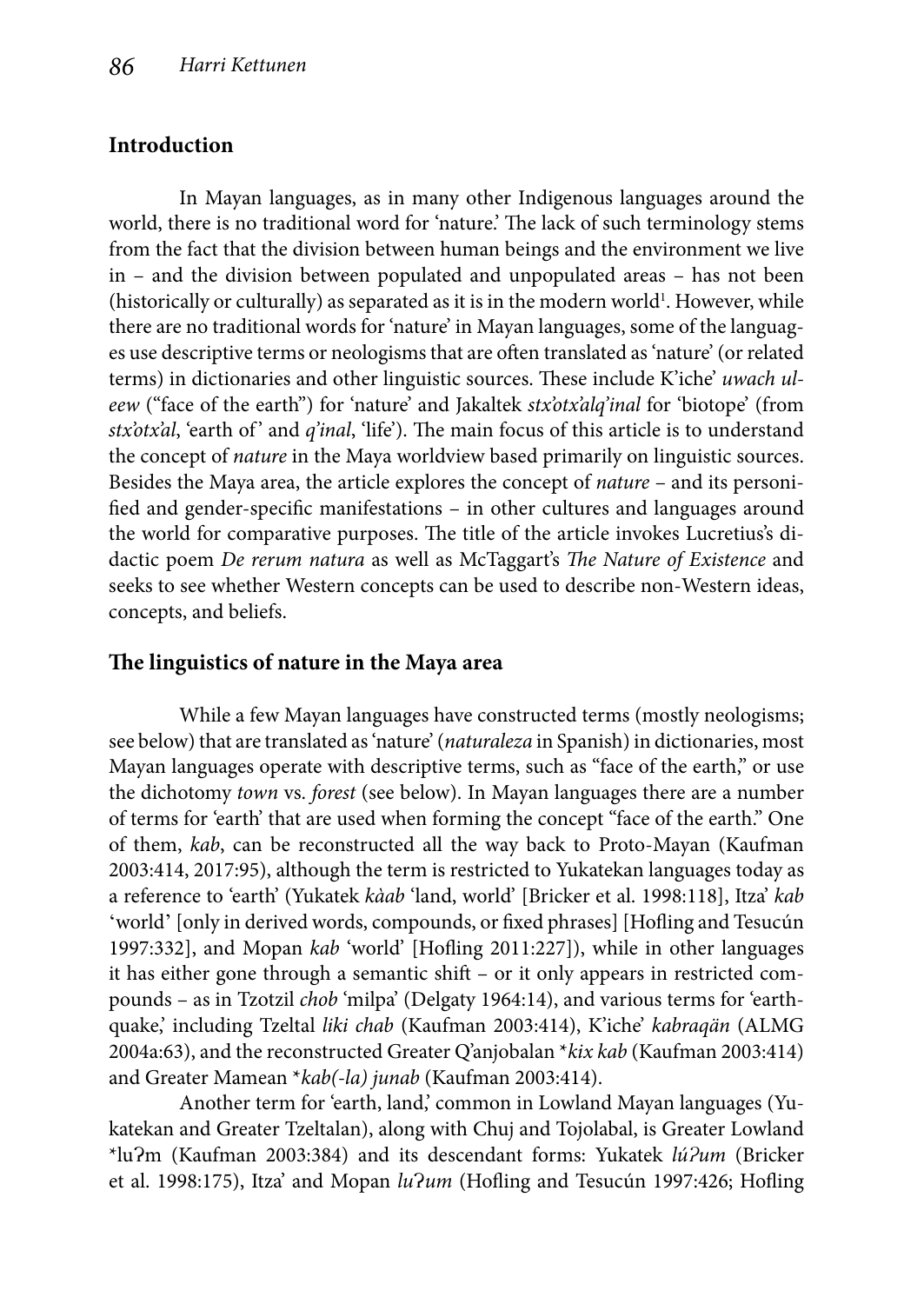## Introduction

In Mayan languages, as in many other Indigenous languages around the world, there is no traditional word for 'nature.' The lack of such terminology stems from the fact that the division between human beings and the environment we live in – and the division between populated and unpopulated areas – has not been (historically or culturally) as separated as it is in the modern world[1]. However, while there are no traditional words for 'nature' in Mayan languages, some of the languages use descriptive terms or neologisms that are often translated as 'nature' (or related terms) in dictionaries and other linguistic sources. These include K'iche' *uwach uleew* ("face of the earth") for 'nature' and Jakaltek *stx'otx'alq'inal* for 'biotope' (from *stx'otx'al*, 'earth of' and *q'inal*, 'life'). The main focus of this article is to understand the concept of *nature* in the Maya worldview based primarily on linguistic sources. Besides the Maya area, the article explores the concept of *nature* – and its personified and gender-specific manifestations – in other cultures and languages around the world for comparative purposes. The title of the article invokes Lucretius's didactic poem *De rerum natura* as well as McTaggart's *The Nature of Existence* and seeks to see whether Western concepts can be used to describe non-Western ideas, concepts, and beliefs.

## The linguistics of nature in the Maya area

While a few Mayan languages have constructed terms (mostly neologisms; see below) that are translated as 'nature' (*naturaleza* in Spanish) in dictionaries, most Mayan languages operate with descriptive terms, such as "face of the earth," or use the dichotomy *town* vs. *forest* (see below). In Mayan languages there are a number of terms for 'earth' that are used when forming the concept "face of the earth." One of them, *kab*, can be reconstructed all the way back to Proto-Mayan (Kaufman 2003:414, 2017:95), although the term is restricted to Yukatekan languages today as a reference to 'earth' (Yukatek *kàab* 'land, world' [Bricker et al. 1998:118], Itza' *kab* 'world' [only in derived words, compounds, or fixed phrases] [Hofling and Tesucún 1997:332], and Mopan *kab* 'world' [Hofling 2011:227]), while in other languages it has either gone through a semantic shift – or it only appears in restricted compounds – as in Tzotzil *chob* 'milpa' (Delgaty 1964:14), and various terms for 'earthquake,' including Tzeltal *liki chab* (Kaufman 2003:414), K'iche' *kabraqän* (ALMG 2004a:63), and the reconstructed Greater Q'anjobalan *\*kix kab* (Kaufman 2003:414) and Greater Mamean *\*kab(-la) junab* (Kaufman 2003:414).

Another term for 'earth, land,' common in Lowland Mayan languages (Yukatekan and Greater Tzeltalan), along with Chuj and Tojolabal, is Greater Lowland *\*luʔm* (Kaufman 2003:384) and its descendant forms: Yukatek *lúʔum* (Bricker et al. 1998:175), Itza' and Mopan *luʔum* (Hofling and Tesucún 1997:426; Hofling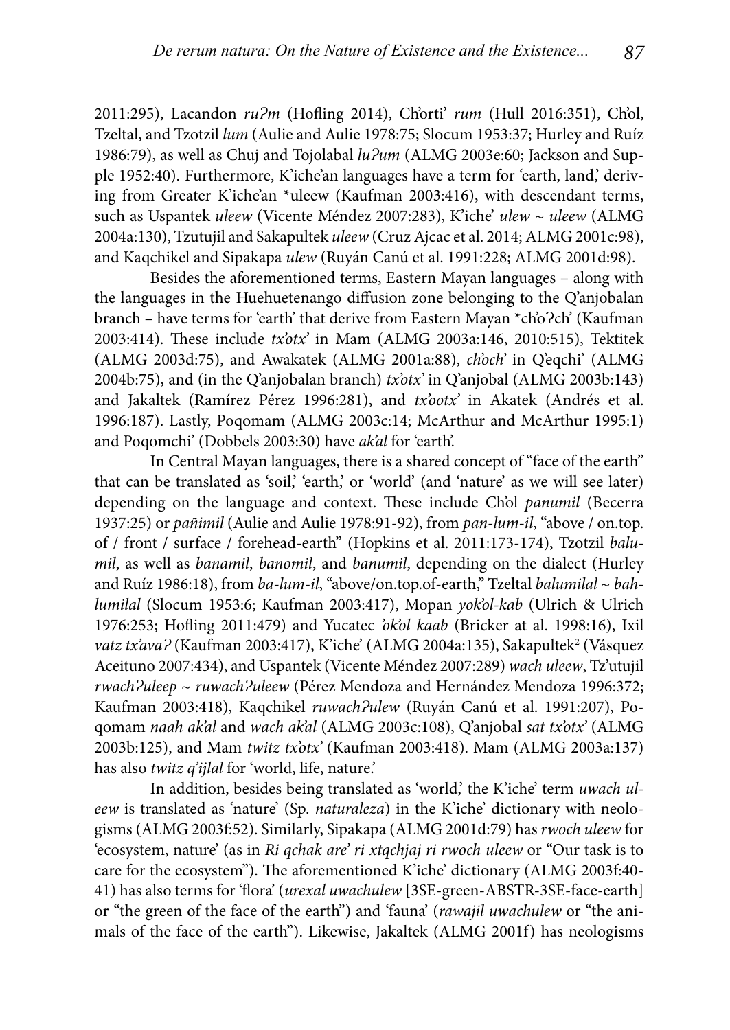2011:295), Lacandon *ruʔm* (Hofling 2014), Ch'orti' *rum* (Hull 2016:351), Ch'ol, Tzeltal, and Tzotzil *lum* (Aulie and Aulie 1978:75; Slocum 1953:37; Hurley and Ruíz 1986:79), as well as Chuj and Tojolabal *luʔum* (ALMG 2003e:60; Jackson and Supple 1952:40). Furthermore, K'iche'an languages have a term for 'earth, land,' deriving from Greater K'iche'an *uleew (Kaufman 2003:416), with descendant terms, such as Uspantek *uleew* (Vicente Méndez 2007:283), K'iche' *ulew* ~ *uleew* (ALMG 2004a:130), Tzutujil and Sakapultek *uleew* (Cruz Ajcac et al. 2014; ALMG 2001c:98), and Kaqchikel and Sipakapa *ulew* (Ruyán Canú et al. 1991:228; ALMG 2001d:98).

Besides the aforementioned terms, Eastern Mayan languages – along with the languages in the Huehuetenango diffusion zone belonging to the Q'anjobalan branch – have terms for 'earth' that derive from Eastern Mayan *ch'oʔch' (Kaufman 2003:414). These include *tx'otx'* in Mam (ALMG 2003a:146, 2010:515), Tektitek (ALMG 2003d:75), and Awakatek (ALMG 2001a:88), *ch'och'* in Q'eqchi' (ALMG 2004b:75), and (in the Q'anjobalan branch) *tx'otx'* in Q'anjobal (ALMG 2003b:143) and Jakaltek (Ramírez Pérez 1996:281), and *tx'ootx'* in Akatek (Andrés et al. 1996:187). Lastly, Poqomam (ALMG 2003c:14; McArthur and McArthur 1995:1) and Poqomchi' (Dobbels 2003:30) have *ak'al* for 'earth'.

In Central Mayan languages, there is a shared concept of "face of the earth" that can be translated as 'soil,' 'earth,' or 'world' (and 'nature' as we will see later) depending on the language and context. These include Ch'ol *panumil* (Becerra 1937:25) or *pañimil* (Aulie and Aulie 1978:91-92), from *pan-lum-il*, "above / on.top. of / front / surface / forehead-earth" (Hopkins et al. 2011:173-174), Tzotzil *balumil*, as well as *banamil*, *banomil*, and *banumil*, depending on the dialect (Hurley and Ruíz 1986:18), from *ba-lum-il*, "above/on.top.of-earth," Tzeltal *balumilal* ~ *bahlumilal* (Slocum 1953:6; Kaufman 2003:417), Mopan *yok'ol-kab* (Ulrich & Ulrich 1976:253; Hofling 2011:479) and Yucatec *ʔok'ol kaab* (Bricker at al. 1998:16), Ixil *vatz tx'avaʔ* (Kaufman 2003:417), K'iche' (ALMG 2004a:135), Sakapultek[2] (Vásquez Aceituno 2007:434), and Uspantek (Vicente Méndez 2007:289) *wach uleew*, Tz'utujil *rwachʔuleep* ~ *ruwachʔuleew* (Pérez Mendoza and Hernández Mendoza 1996:372; Kaufman 2003:418), Kaqchikel *ruwachʔulew* (Ruyán Canú et al. 1991:207), Poqomam *naah ak'al* and *wach ak'al* (ALMG 2003c:108), Q'anjobal *sat tx'otx'* (ALMG 2003b:125), and Mam *twitz tx'otx'* (Kaufman 2003:418). Mam (ALMG 2003a:137) has also *twitz q'ijlal* for 'world, life, nature.'

In addition, besides being translated as 'world,' the K'iche' term *uwach uleew* is translated as 'nature' (Sp. *naturaleza*) in the K'iche' dictionary with neologisms (ALMG 2003f:52). Similarly, Sipakapa (ALMG 2001d:79) has *rwoch uleew* for 'ecosystem, nature' (as in *Ri qchak are' ri xtqchjaj ri rwoch uleew* or "Our task is to care for the ecosystem"). The aforementioned K'iche' dictionary (ALMG 2003f:40-41) has also terms for 'flora' (*urexal uwachulew* [3SE-green-ABSTR-3SE-face-earth] or "the green of the face of the earth") and 'fauna' (*rawajil uwachulew* or "the animals of the face of the earth"). Likewise, Jakaltek (ALMG 2001f) has neologisms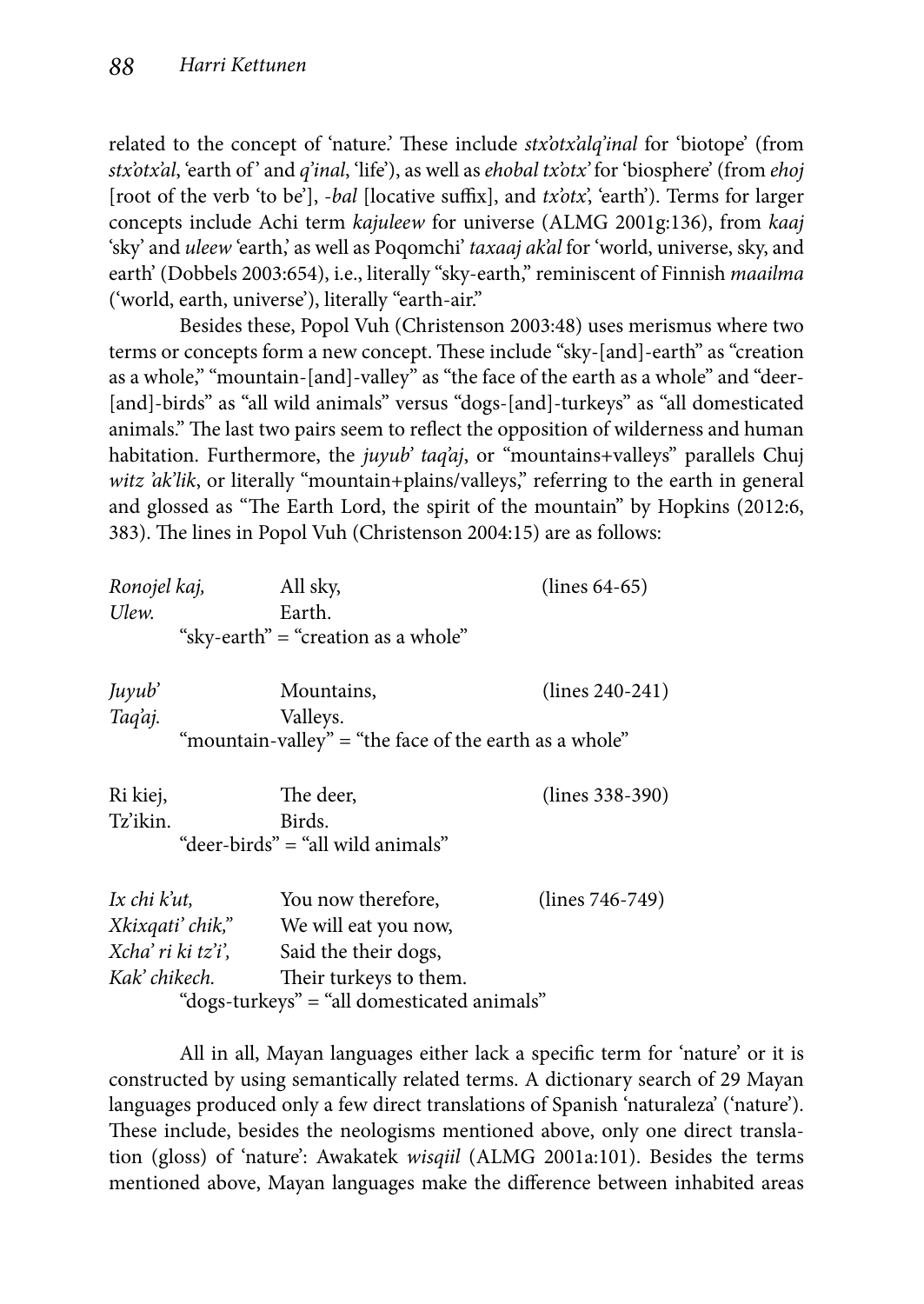related to the concept of 'nature.' These include *stx'otx'alq'inal* for 'biotope' (from *stx'otx'al*, 'earth of' and *q'inal*, 'life'), as well as *ehobal tx'otx'* for 'biosphere' (from *ehoj* [root of the verb 'to be'], *-bal* [locative suffix], and *tx'otx'*, 'earth'). Terms for larger concepts include Achi term *kajuleew* for universe (ALMG 2001g:136), from *kaaj* 'sky' and *uleew* 'earth,' as well as Poqomchi' *taxaaj ak'al* for 'world, universe, sky, and earth' (Dobbels 2003:654), i.e., literally "sky-earth," reminiscent of Finnish *maailma* ('world, earth, universe'), literally "earth-air."

Besides these, Popol Vuh (Christenson 2003:48) uses merismus where two terms or concepts form a new concept. These include "sky-[and]-earth" as "creation as a whole," "mountain-[and]-valley" as "the face of the earth as a whole" and "deer-[and]-birds" as "all wild animals" versus "dogs-[and]-turkeys" as "all domesticated animals." The last two pairs seem to reflect the opposition of wilderness and human habitation. Furthermore, the *juyub' taq'aj*, or "mountains+valleys" parallels Chuj *witz 'ak'lik*, or literally "mountain+plains/valleys," referring to the earth in general and glossed as "The Earth Lord, the spirit of the mountain" by Hopkins (2012:6, 383). The lines in Popol Vuh (Christenson 2004:15) are as follows:

| | | |
|---|---|---|
| *Ronojel kaj,* | All sky, | (lines 64-65) |
| *Ulew.* | Earth. | |
| | "sky-earth" = "creation as a whole" | |
| *Juyub'* | Mountains, | (lines 240-241) |
| *Taq'aj.* | Valleys. | |
| | "mountain-valley" = "the face of the earth as a whole" | |
| Ri kiej, | The deer, | (lines 338-390) |
| Tz'ikin. | Birds. | |
| | "deer-birds" = "all wild animals" | |
| *Ix chi k'ut,* | You now therefore, | (lines 746-749) |
| *Xkixqati' chik,"* | We will eat you now, | |
| *Xcha' ri ki tz'i',* | Said the their dogs, | |
| *Kak' chikech.* | Their turkeys to them. | |
| | "dogs-turkeys" = "all domesticated animals" | |

All in all, Mayan languages either lack a specific term for 'nature' or it is constructed by using semantically related terms. A dictionary search of 29 Mayan languages produced only a few direct translations of Spanish 'naturaleza' ('nature'). These include, besides the neologisms mentioned above, only one direct translation (gloss) of 'nature': Awakatek *wisqiil* (ALMG 2001a:101). Besides the terms mentioned above, Mayan languages make the difference between inhabited areas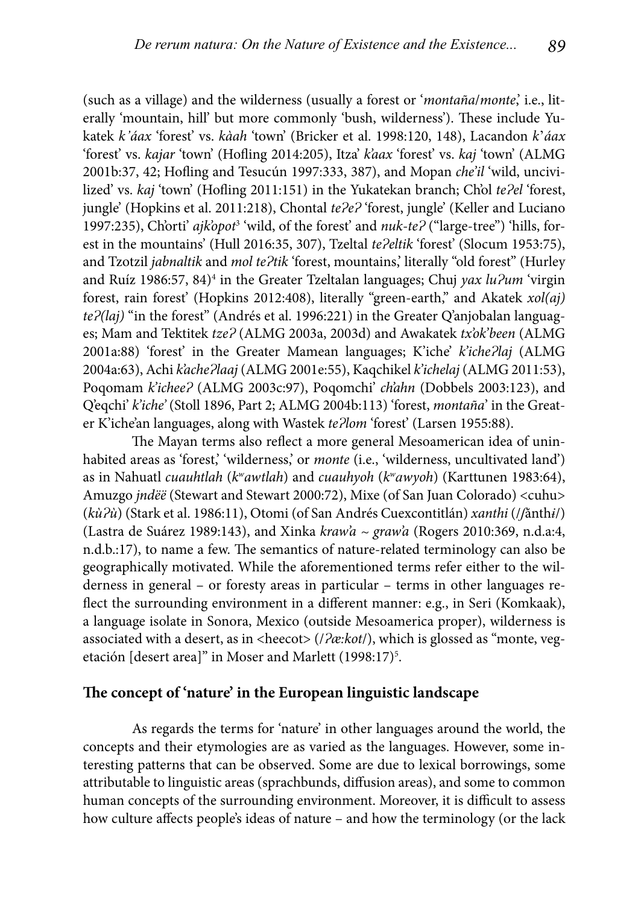(such as a village) and the wilderness (usually a forest or '*montaña*/*monte*,' i.e., literally 'mountain, hill' but more commonly 'bush, wilderness'). These include Yukatek *k'áax* 'forest' vs. *kàah* 'town' (Bricker et al. 1998:120, 148), Lacandon *k'áax* 'forest' vs. *kajar* 'town' (Hofling 2014:205), Itza' *k'aax* 'forest' vs. *kaj* 'town' (ALMG 2001b:37, 42; Hofling and Tesucún 1997:333, 387), and Mopan *che'il* 'wild, uncivilized' vs. *kaj* 'town' (Hofling 2011:151) in the Yukatekan branch; Ch'ol *teʔel* 'forest, jungle' (Hopkins et al. 2011:218), Chontal *teʔeʔ* 'forest, jungle' (Keller and Luciano 1997:235), Ch'orti' *ajk'opot*[3] 'wild, of the forest' and *nuk-teʔ* ("large-tree") 'hills, forest in the mountains' (Hull 2016:35, 307), Tzeltal *teʔeltik* 'forest' (Slocum 1953:75), and Tzotzil *jabnaltik* and *mol teʔtik* 'forest, mountains,' literally "old forest" (Hurley and Ruíz 1986:57, 84)[4] in the Greater Tzeltalan languages; Chuj *yax luʔum* 'virgin forest, rain forest' (Hopkins 2012:408), literally "green-earth," and Akatek *xol(aj) teʔ(laj)* "in the forest" (Andrés et al. 1996:221) in the Greater Q'anjobalan languages; Mam and Tektitek *tzeʔ* (ALMG 2003a, 2003d) and Awakatek *tx'ok'been* (ALMG 2001a:88) 'forest' in the Greater Mamean languages; K'iche' *k'icheʔlaj* (ALMG 2004a:63), Achi *k'acheʔlaaj* (ALMG 2001e:55), Kaqchikel *k'ichelaj* (ALMG 2011:53), Poqomam *k'icheeʔ* (ALMG 2003c:97), Poqomchi' *ch'ahn* (Dobbels 2003:123), and Q'eqchi' *k'iche'* (Stoll 1896, Part 2; ALMG 2004b:113) 'forest, *montaña*' in the Greater K'iche'an languages, along with Wastek *teʔlom* 'forest' (Larsen 1955:88).

The Mayan terms also reflect a more general Mesoamerican idea of uninhabited areas as 'forest,' 'wilderness,' or *monte* (i.e., 'wilderness, uncultivated land') as in Nahuatl *cuauhtlah* (*kʷawtlah*) and *cuauhyoh* (*kʷawyoh*) (Karttunen 1983:64), Amuzgo *jndëë* (Stewart and Stewart 2000:72), Mixe (of San Juan Colorado) <cuhu> (*kùʔù*) (Stark et al. 1986:11), Otomi (of San Andrés Cuexcontitlán) *xanthi* (/ʃǎnthɨ/) (Lastra de Suárez 1989:143), and Xinka *kraw'a* ~ *graw'a* (Rogers 2010:369, n.d.a:4, n.d.b.:17), to name a few. The semantics of nature-related terminology can also be geographically motivated. While the aforementioned terms refer either to the wilderness in general – or foresty areas in particular – terms in other languages reflect the surrounding environment in a different manner: e.g., in Seri (Komkaak), a language isolate in Sonora, Mexico (outside Mesoamerica proper), wilderness is associated with a desert, as in <heecot> (/*ʔæ:kot*/), which is glossed as "monte, vegetación [desert area]" in Moser and Marlett (1998:17)[5].

## The concept of 'nature' in the European linguistic landscape

As regards the terms for 'nature' in other languages around the world, the concepts and their etymologies are as varied as the languages. However, some interesting patterns that can be observed. Some are due to lexical borrowings, some attributable to linguistic areas (sprachbunds, diffusion areas), and some to common human concepts of the surrounding environment. Moreover, it is difficult to assess how culture affects people's ideas of nature – and how the terminology (or the lack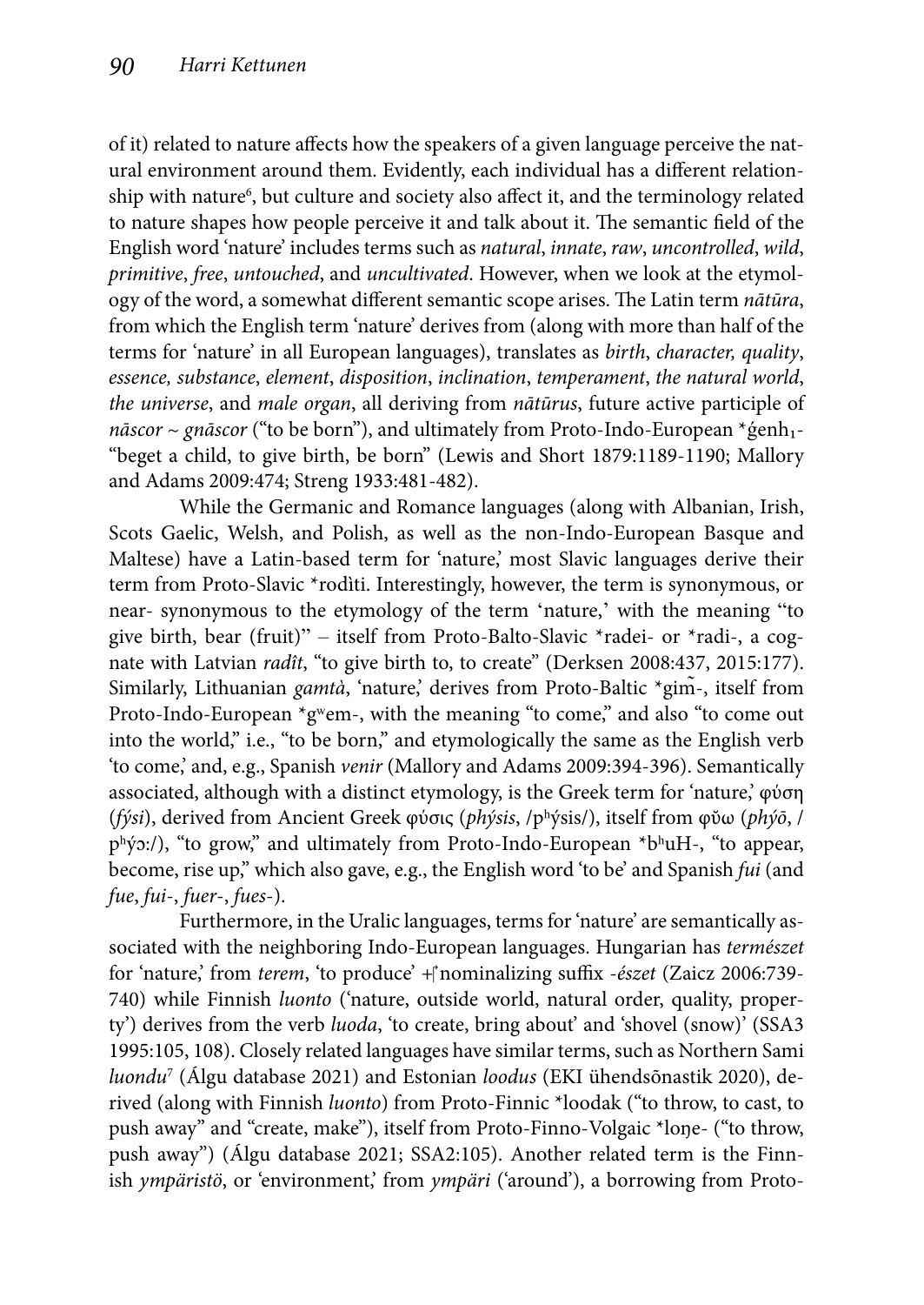of it) related to nature affects how the speakers of a given language perceive the natural environment around them. Evidently, each individual has a different relationship with nature[6], but culture and society also affect it, and the terminology related to nature shapes how people perceive it and talk about it. The semantic field of the English word 'nature' includes terms such as *natural*, *innate*, *raw*, *uncontrolled*, *wild*, *primitive*, *free*, *untouched*, and *uncultivated*. However, when we look at the etymology of the word, a somewhat different semantic scope arises. The Latin term *nātūra*, from which the English term 'nature' derives from (along with more than half of the terms for 'nature' in all European languages), translates as *birth*, *character, quality*, *essence, substance*, *element*, *disposition*, *inclination*, *temperament*, *the natural world*, *the universe*, and *male organ*, all deriving from *nātūrus*, future active participle of *nāscor* ~ *gnāscor* ("to be born"), and ultimately from Proto-Indo-European *ǵenh$_1$- "beget a child, to give birth, be born" (Lewis and Short 1879:1189-1190; Mallory and Adams 2009:474; Streng 1933:481-482).

While the Germanic and Romance languages (along with Albanian, Irish, Scots Gaelic, Welsh, and Polish, as well as the non-Indo-European Basque and Maltese) have a Latin-based term for 'nature,' most Slavic languages derive their term from Proto-Slavic *rodìti. Interestingly, however, the term is synonymous, or near- synonymous to the etymology of the term 'nature,' with the meaning "to give birth, bear (fruit)" – itself from Proto-Balto-Slavic *radei- or *radi-, a cognate with Latvian *radît*, "to give birth to, to create" (Derksen 2008:437, 2015:177). Similarly, Lithuanian *gamtà*, 'nature,' derives from Proto-Baltic *gim̃-, itself from Proto-Indo-European *gʷem-, with the meaning "to come," and also "to come out into the world," i.e., "to be born," and etymologically the same as the English verb 'to come,' and, e.g., Spanish *venir* (Mallory and Adams 2009:394-396). Semantically associated, although with a distinct etymology, is the Greek term for 'nature,' φύση (*fýsi*), derived from Ancient Greek φύσις (*phýsis*, /pʰýsis/), itself from φῠ́ω (*phýō*, /pʰýɔː/), "to grow," and ultimately from Proto-Indo-European *bʰuH-, "to appear, become, rise up," which also gave, e.g., the English word 'to be' and Spanish *fui* (and *fue*, *fui-*, *fuer-*, *fues-*).

Furthermore, in the Uralic languages, terms for 'nature' are semantically associated with the neighboring Indo-European languages. Hungarian has *természet* for 'nature,' from *terem*, 'to produce' + nominalizing suffix *-észet* (Zaicz 2006:739-740) while Finnish *luonto* ('nature, outside world, natural order, quality, property') derives from the verb *luoda*, 'to create, bring about' and 'shovel (snow)' (SSA3 1995:105, 108). Closely related languages have similar terms, such as Northern Sami *luondu*[7] (Álgu database 2021) and Estonian *loodus* (EKI ühendsõnastik 2020), derived (along with Finnish *luonto*) from Proto-Finnic *loodak ("to throw, to cast, to push away" and "create, make"), itself from Proto-Finno-Volgaic *loŋe- ("to throw, push away") (Álgu database 2021; SSA2:105). Another related term is the Finnish *ympäristö*, or 'environment,' from *ympäri* ('around'), a borrowing from Proto-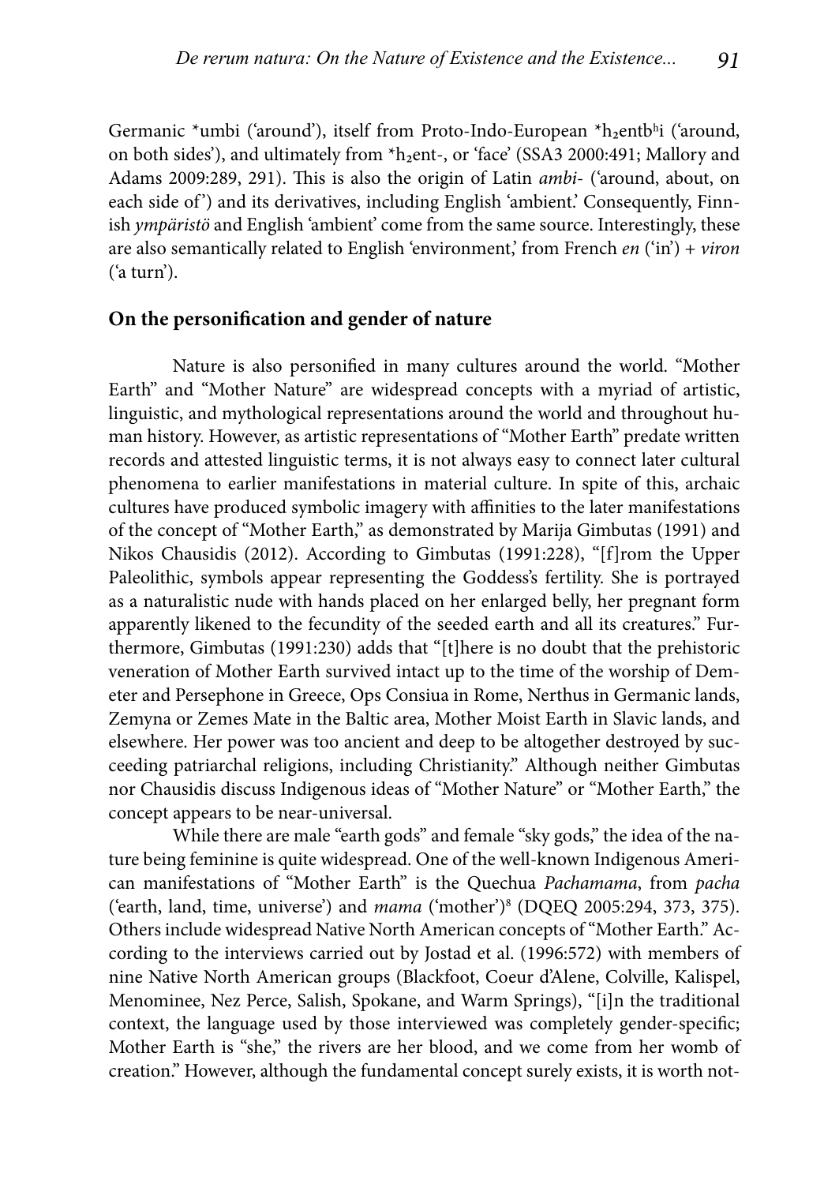Germanic *umbi ('around'), itself from Proto-Indo-European $^*h_2entb^hi$ ('around, on both sides'), and ultimately from $^*h_2ent$-, or 'face' (SSA3 2000:491; Mallory and Adams 2009:289, 291). This is also the origin of Latin *ambi-* ('around, about, on each side of') and its derivatives, including English 'ambient.' Consequently, Finnish *ympäristö* and English 'ambient' come from the same source. Interestingly, these are also semantically related to English 'environment,' from French *en* ('in') + *viron* ('a turn').

## On the personification and gender of nature

Nature is also personified in many cultures around the world. "Mother Earth" and "Mother Nature" are widespread concepts with a myriad of artistic, linguistic, and mythological representations around the world and throughout human history. However, as artistic representations of "Mother Earth" predate written records and attested linguistic terms, it is not always easy to connect later cultural phenomena to earlier manifestations in material culture. In spite of this, archaic cultures have produced symbolic imagery with affinities to the later manifestations of the concept of "Mother Earth," as demonstrated by Marija Gimbutas (1991) and Nikos Chausidis (2012). According to Gimbutas (1991:228), "[f]rom the Upper Paleolithic, symbols appear representing the Goddess's fertility. She is portrayed as a naturalistic nude with hands placed on her enlarged belly, her pregnant form apparently likened to the fecundity of the seeded earth and all its creatures." Furthermore, Gimbutas (1991:230) adds that "[t]here is no doubt that the prehistoric veneration of Mother Earth survived intact up to the time of the worship of Demeter and Persephone in Greece, Ops Consiua in Rome, Nerthus in Germanic lands, Zemyna or Zemes Mate in the Baltic area, Mother Moist Earth in Slavic lands, and elsewhere. Her power was too ancient and deep to be altogether destroyed by succeeding patriarchal religions, including Christianity." Although neither Gimbutas nor Chausidis discuss Indigenous ideas of "Mother Nature" or "Mother Earth," the concept appears to be near-universal.

While there are male "earth gods" and female "sky gods," the idea of the nature being feminine is quite widespread. One of the well-known Indigenous American manifestations of "Mother Earth" is the Quechua *Pachamama*, from *pacha* ('earth, land, time, universe') and *mama* ('mother')[8] (DQEQ 2005:294, 373, 375). Others include widespread Native North American concepts of "Mother Earth." According to the interviews carried out by Jostad et al. (1996:572) with members of nine Native North American groups (Blackfoot, Coeur d'Alene, Colville, Kalispel, Menominee, Nez Perce, Salish, Spokane, and Warm Springs), "[i]n the traditional context, the language used by those interviewed was completely gender-specific; Mother Earth is "she," the rivers are her blood, and we come from her womb of creation." However, although the fundamental concept surely exists, it is worth not-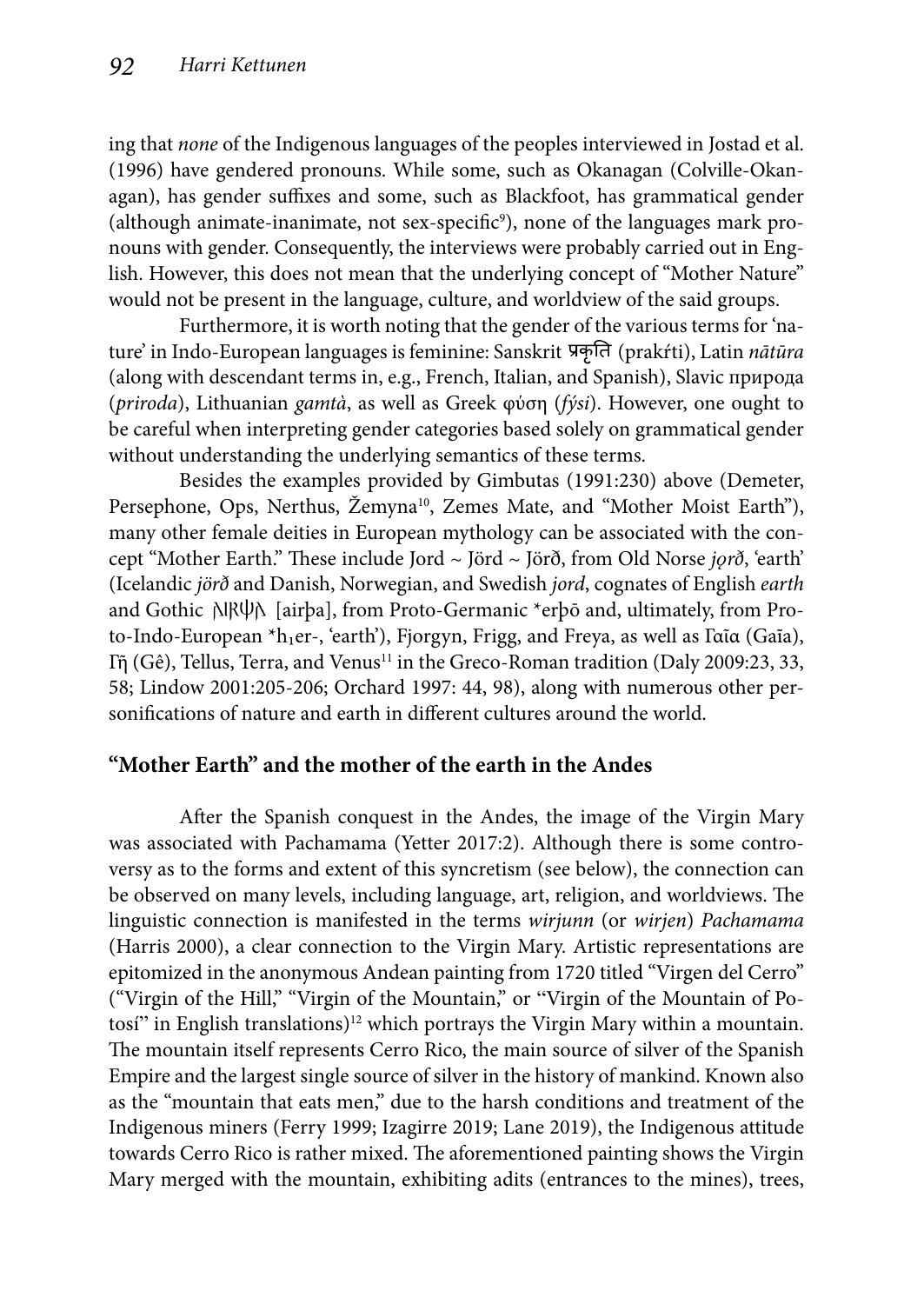ing that *none* of the Indigenous languages of the peoples interviewed in Jostad et al. (1996) have gendered pronouns. While some, such as Okanagan (Colville-Okanagan), has gender suffixes and some, such as Blackfoot, has grammatical gender (although animate-inanimate, not sex-specific[9]), none of the languages mark pronouns with gender. Consequently, the interviews were probably carried out in English. However, this does not mean that the underlying concept of "Mother Nature" would not be present in the language, culture, and worldview of the said groups.

Furthermore, it is worth noting that the gender of the various terms for 'nature' in Indo-European languages is feminine: Sanskrit प्रकृति (prakŕti), Latin *nātūra* (along with descendant terms in, e.g., French, Italian, and Spanish), Slavic природа (*priroda*), Lithuanian *gamtà*, as well as Greek φύση (*fýsi*). However, one ought to be careful when interpreting gender categories based solely on grammatical gender without understanding the underlying semantics of these terms.

Besides the examples provided by Gimbutas (1991:230) above (Demeter, Persephone, Ops, Nerthus, Žemyna[10], Zemes Mate, and "Mother Moist Earth"), many other female deities in European mythology can be associated with the concept "Mother Earth." These include Jord ~ Jörd ~ Jörð, from Old Norse *jǫrð*, 'earth' (Icelandic *jörð* and Danish, Norwegian, and Swedish *jord*, cognates of English *earth* and Gothic 𐌰𐌹𐍂𐌸𐌰 [airþa], from Proto-Germanic *erþō and, ultimately, from Proto-Indo-European *$h_1$er-, 'earth'), Fjorgyn, Frigg, and Freya, as well as Γαῖα (Gaĩa), Γῆ (Gê), Tellus, Terra, and Venus[11] in the Greco-Roman tradition (Daly 2009:23, 33, 58; Lindow 2001:205-206; Orchard 1997: 44, 98), along with numerous other personifications of nature and earth in different cultures around the world.

## "Mother Earth" and the mother of the earth in the Andes

After the Spanish conquest in the Andes, the image of the Virgin Mary was associated with Pachamama (Yetter 2017:2). Although there is some controversy as to the forms and extent of this syncretism (see below), the connection can be observed on many levels, including language, art, religion, and worldviews. The linguistic connection is manifested in the terms *wirjunn* (or *wirjen*) *Pachamama* (Harris 2000), a clear connection to the Virgin Mary. Artistic representations are epitomized in the anonymous Andean painting from 1720 titled "Virgen del Cerro" ("Virgin of the Hill," "Virgin of the Mountain," or "Virgin of the Mountain of Potosí" in English translations)[12] which portrays the Virgin Mary within a mountain. The mountain itself represents Cerro Rico, the main source of silver of the Spanish Empire and the largest single source of silver in the history of mankind. Known also as the "mountain that eats men," due to the harsh conditions and treatment of the Indigenous miners (Ferry 1999; Izagirre 2019; Lane 2019), the Indigenous attitude towards Cerro Rico is rather mixed. The aforementioned painting shows the Virgin Mary merged with the mountain, exhibiting adits (entrances to the mines), trees,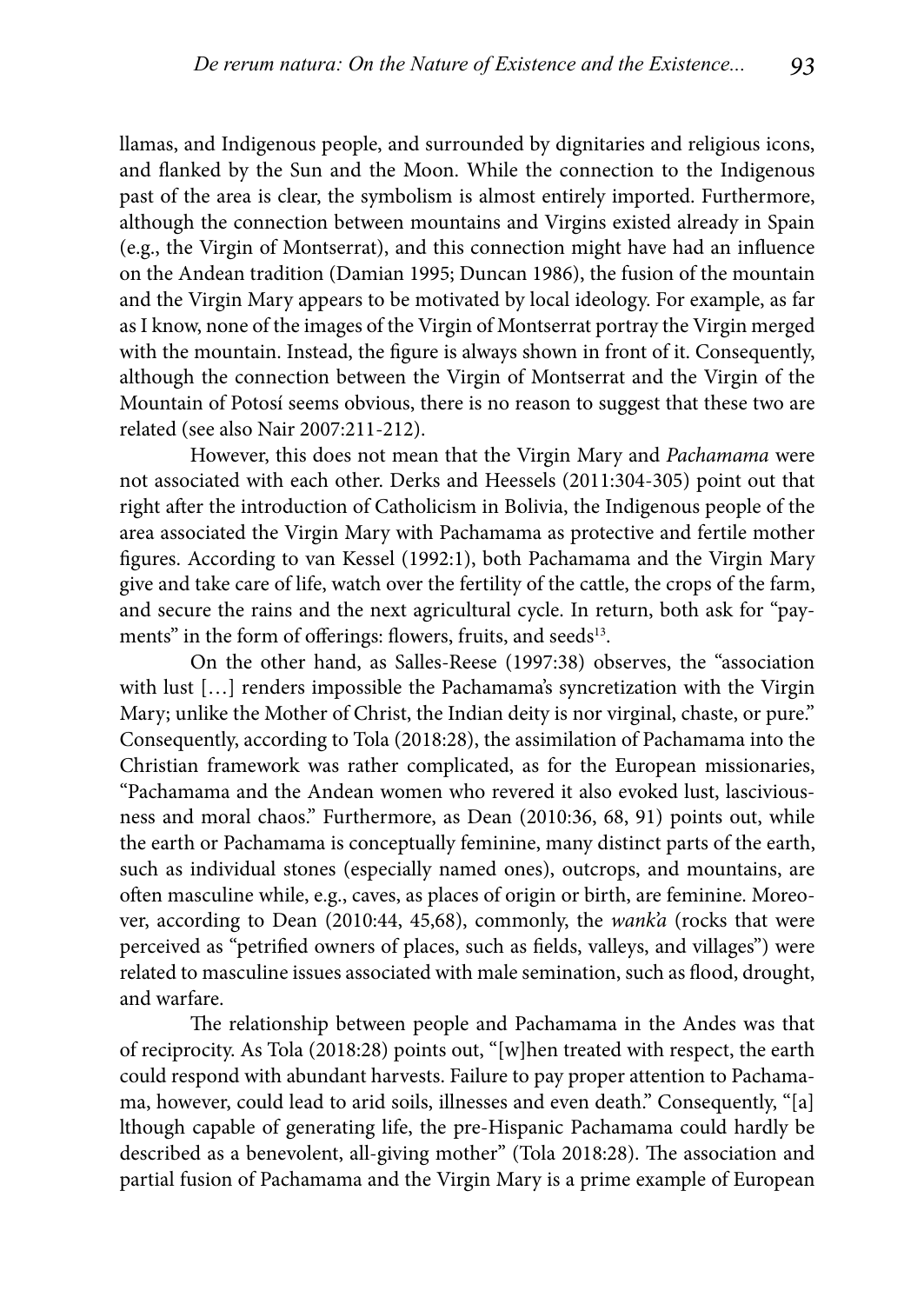llamas, and Indigenous people, and surrounded by dignitaries and religious icons, and flanked by the Sun and the Moon. While the connection to the Indigenous past of the area is clear, the symbolism is almost entirely imported. Furthermore, although the connection between mountains and Virgins existed already in Spain (e.g., the Virgin of Montserrat), and this connection might have had an influence on the Andean tradition (Damian 1995; Duncan 1986), the fusion of the mountain and the Virgin Mary appears to be motivated by local ideology. For example, as far as I know, none of the images of the Virgin of Montserrat portray the Virgin merged with the mountain. Instead, the figure is always shown in front of it. Consequently, although the connection between the Virgin of Montserrat and the Virgin of the Mountain of Potosí seems obvious, there is no reason to suggest that these two are related (see also Nair 2007:211-212).

However, this does not mean that the Virgin Mary and *Pachamama* were not associated with each other. Derks and Heessels (2011:304-305) point out that right after the introduction of Catholicism in Bolivia, the Indigenous people of the area associated the Virgin Mary with Pachamama as protective and fertile mother figures. According to van Kessel (1992:1), both Pachamama and the Virgin Mary give and take care of life, watch over the fertility of the cattle, the crops of the farm, and secure the rains and the next agricultural cycle. In return, both ask for "payments" in the form of offerings: flowers, fruits, and seeds[13].

On the other hand, as Salles-Reese (1997:38) observes, the "association with lust […] renders impossible the Pachamama's syncretization with the Virgin Mary; unlike the Mother of Christ, the Indian deity is nor virginal, chaste, or pure." Consequently, according to Tola (2018:28), the assimilation of Pachamama into the Christian framework was rather complicated, as for the European missionaries, "Pachamama and the Andean women who revered it also evoked lust, lasciviousness and moral chaos." Furthermore, as Dean (2010:36, 68, 91) points out, while the earth or Pachamama is conceptually feminine, many distinct parts of the earth, such as individual stones (especially named ones), outcrops, and mountains, are often masculine while, e.g., caves, as places of origin or birth, are feminine. Moreover, according to Dean (2010:44, 45,68), commonly, the *wank'a* (rocks that were perceived as "petrified owners of places, such as fields, valleys, and villages") were related to masculine issues associated with male semination, such as flood, drought, and warfare.

The relationship between people and Pachamama in the Andes was that of reciprocity. As Tola (2018:28) points out, "[w]hen treated with respect, the earth could respond with abundant harvests. Failure to pay proper attention to Pachamama, however, could lead to arid soils, illnesses and even death." Consequently, "[a]lthough capable of generating life, the pre-Hispanic Pachamama could hardly be described as a benevolent, all-giving mother" (Tola 2018:28). The association and partial fusion of Pachamama and the Virgin Mary is a prime example of European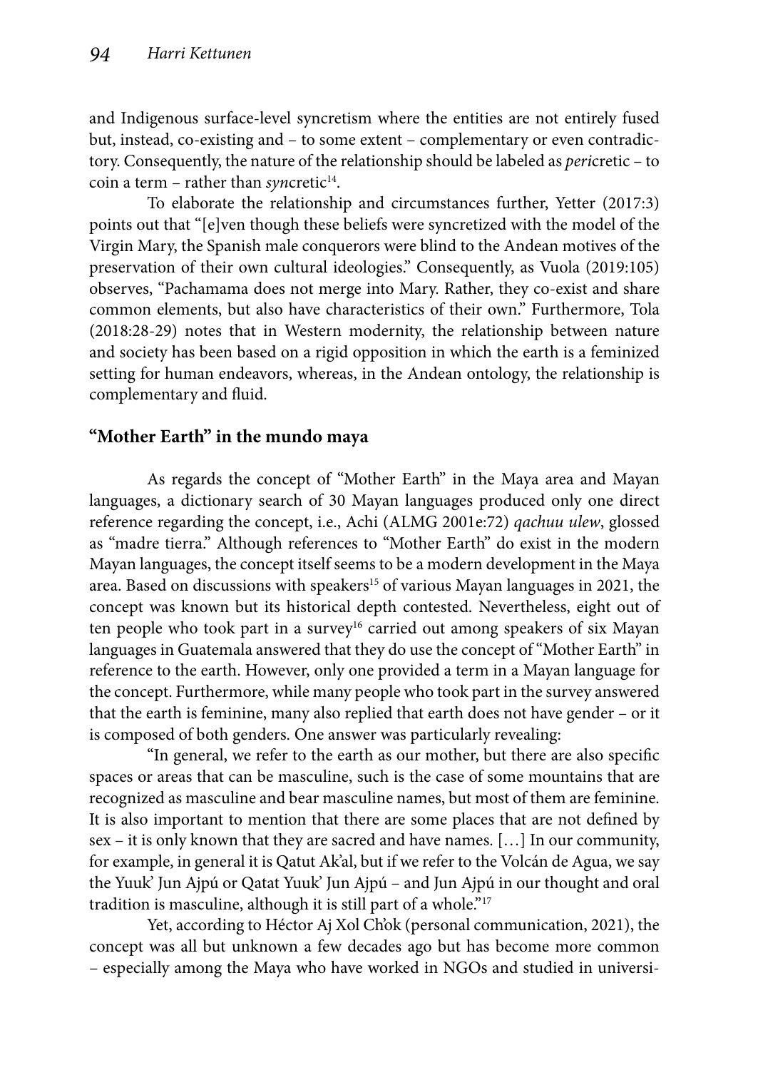and Indigenous surface-level syncretism where the entities are not entirely fused but, instead, co-existing and – to some extent – complementary or even contradictory. Consequently, the nature of the relationship should be labeled as *peri*cretic – to coin a term – rather than *syn*cretic[14].

To elaborate the relationship and circumstances further, Yetter (2017:3) points out that "[e]ven though these beliefs were syncretized with the model of the Virgin Mary, the Spanish male conquerors were blind to the Andean motives of the preservation of their own cultural ideologies." Consequently, as Vuola (2019:105) observes, "Pachamama does not merge into Mary. Rather, they co-exist and share common elements, but also have characteristics of their own." Furthermore, Tola (2018:28-29) notes that in Western modernity, the relationship between nature and society has been based on a rigid opposition in which the earth is a feminized setting for human endeavors, whereas, in the Andean ontology, the relationship is complementary and fluid.

## "Mother Earth" in the mundo maya

As regards the concept of "Mother Earth" in the Maya area and Mayan languages, a dictionary search of 30 Mayan languages produced only one direct reference regarding the concept, i.e., Achi (ALMG 2001e:72) *qachuu ulew*, glossed as "madre tierra." Although references to "Mother Earth" do exist in the modern Mayan languages, the concept itself seems to be a modern development in the Maya area. Based on discussions with speakers[15] of various Mayan languages in 2021, the concept was known but its historical depth contested. Nevertheless, eight out of ten people who took part in a survey[16] carried out among speakers of six Mayan languages in Guatemala answered that they do use the concept of "Mother Earth" in reference to the earth. However, only one provided a term in a Mayan language for the concept. Furthermore, while many people who took part in the survey answered that the earth is feminine, many also replied that earth does not have gender – or it is composed of both genders. One answer was particularly revealing:

"In general, we refer to the earth as our mother, but there are also specific spaces or areas that can be masculine, such is the case of some mountains that are recognized as masculine and bear masculine names, but most of them are feminine. It is also important to mention that there are some places that are not defined by sex – it is only known that they are sacred and have names. […] In our community, for example, in general it is Qatut Ak'al, but if we refer to the Volcán de Agua, we say the Yuuk' Jun Ajpú or Qatat Yuuk' Jun Ajpú – and Jun Ajpú in our thought and oral tradition is masculine, although it is still part of a whole."[17]

Yet, according to Héctor Aj Xol Ch'ok (personal communication, 2021), the concept was all but unknown a few decades ago but has become more common – especially among the Maya who have worked in NGOs and studied in universi-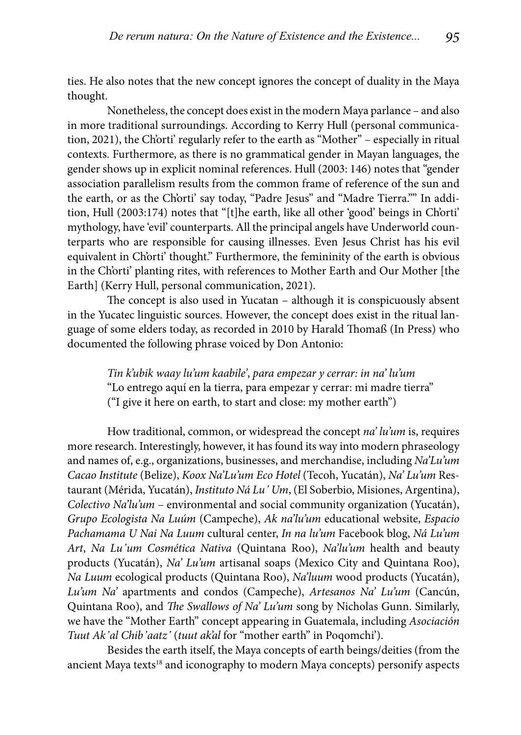ties. He also notes that the new concept ignores the concept of duality in the Maya thought.

Nonetheless, the concept does exist in the modern Maya parlance – and also in more traditional surroundings. According to Kerry Hull (personal communication, 2021), the Ch'orti' regularly refer to the earth as "Mother" – especially in ritual contexts. Furthermore, as there is no grammatical gender in Mayan languages, the gender shows up in explicit nominal references. Hull (2003: 146) notes that "gender association parallelism results from the common frame of reference of the sun and the earth, or as the Ch'orti' say today, "Padre Jesus" and "Madre Tierra."" In addition, Hull (2003:174) notes that "[t]he earth, like all other 'good' beings in Ch'orti' mythology, have 'evil' counterparts. All the principal angels have Underworld counterparts who are responsible for causing illnesses. Even Jesus Christ has his evil equivalent in Ch'orti' thought." Furthermore, the femininity of the earth is obvious in the Ch'orti' planting rites, with references to Mother Earth and Our Mother [the Earth] (Kerry Hull, personal communication, 2021).

The concept is also used in Yucatan – although it is conspicuously absent in the Yucatec linguistic sources. However, the concept does exist in the ritual language of some elders today, as recorded in 2010 by Harald Thomaß (In Press) who documented the following phrase voiced by Don Antonio:

> *Tin k'ubik waay lu'um kaabile', para empezar y cerrar: in na' lu'um*
> "Lo entrego aquí en la tierra, para empezar y cerrar: mi madre tierra"
> ("I give it here on earth, to start and close: my mother earth")

How traditional, common, or widespread the concept *na' lu'um* is, requires more research. Interestingly, however, it has found its way into modern phraseology and names of, e.g., organizations, businesses, and merchandise, including *Na'Lu'um Cacao Institute* (Belize), *Koox Na'Lu'um Eco Hotel* (Tecoh, Yucatán), *Na' Lu'um* Restaurant (Mérida, Yucatán), *Instituto Ná Lu ' Um*, (El Soberbio, Misiones, Argentina), *Colectivo Na'lu'um* – environmental and social community organization (Yucatán), *Grupo Ecologista Na Luúm* (Campeche), *Ak na'lu'um* educational website, *Espacio Pachamama U Nai Na Luum* cultural center, *In na lu'um* Facebook blog, *Ná Lu'um Art*, *Na Lu'um Cosmética Nativa* (Quintana Roo), *Na'lu'um* health and beauty products (Yucatán), *Na' Lu'um* artisanal soaps (Mexico City and Quintana Roo), *Na Luum* ecological products (Quintana Roo), *Na'luum* wood products (Yucatán), *Lu'um Na'* apartments and condos (Campeche), *Artesanos Na' Lu'um* (Cancún, Quintana Roo), and *The Swallows of Na' Lu'um* song by Nicholas Gunn. Similarly, we have the "Mother Earth" concept appearing in Guatemala, including *Asociación Tuut Ak'al Chib'aatz'* (*tuut ak'al* for "mother earth" in Poqomchi').

Besides the earth itself, the Maya concepts of earth beings/deities (from the ancient Maya texts[18] and iconography to modern Maya concepts) personify aspects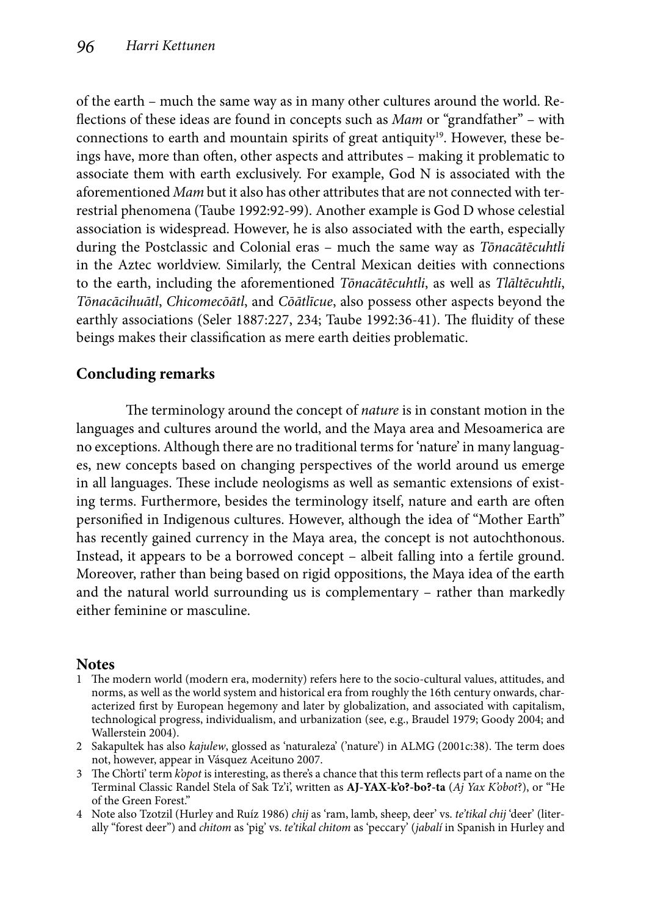of the earth – much the same way as in many other cultures around the world. Reflections of these ideas are found in concepts such as *Mam* or "grandfather" – with connections to earth and mountain spirits of great antiquity[19]. However, these beings have, more than often, other aspects and attributes – making it problematic to associate them with earth exclusively. For example, God N is associated with the aforementioned *Mam* but it also has other attributes that are not connected with terrestrial phenomena (Taube 1992:92-99). Another example is God D whose celestial association is widespread. However, he is also associated with the earth, especially during the Postclassic and Colonial eras – much the same way as *Tōnacātēcuhtli* in the Aztec worldview. Similarly, the Central Mexican deities with connections to the earth, including the aforementioned *Tōnacātēcuhtli*, as well as *Tlāltēcuhtli*, *Tōnacācihuātl*, *Chicomecōātl*, and *Cōātlīcue*, also possess other aspects beyond the earthly associations (Seler 1887:227, 234; Taube 1992:36-41). The fluidity of these beings makes their classification as mere earth deities problematic.

## Concluding remarks

The terminology around the concept of *nature* is in constant motion in the languages and cultures around the world, and the Maya area and Mesoamerica are no exceptions. Although there are no traditional terms for 'nature' in many languages, new concepts based on changing perspectives of the world around us emerge in all languages. These include neologisms as well as semantic extensions of existing terms. Furthermore, besides the terminology itself, nature and earth are often personified in Indigenous cultures. However, although the idea of "Mother Earth" has recently gained currency in the Maya area, the concept is not autochthonous. Instead, it appears to be a borrowed concept – albeit falling into a fertile ground. Moreover, rather than being based on rigid oppositions, the Maya idea of the earth and the natural world surrounding us is complementary – rather than markedly either feminine or masculine.

## Notes

1 The modern world (modern era, modernity) refers here to the socio-cultural values, attitudes, and norms, as well as the world system and historical era from roughly the 16th century onwards, characterized first by European hegemony and later by globalization, and associated with capitalism, technological progress, individualism, and urbanization (see, e.g., Braudel 1979; Goody 2004; and Wallerstein 2004).

2 Sakapultek has also *kajulew*, glossed as 'naturaleza' ('nature') in ALMG (2001c:38). The term does not, however, appear in Vásquez Aceituno 2007.

3 The Ch'orti' term *k'opot* is interesting, as there's a chance that this term reflects part of a name on the Terminal Classic Randel Stela of Sak Tz'i', written as **AJ-YAX-k'o?-bo?-ta** (*Aj Yax K'obot*?), or "He of the Green Forest."

4 Note also Tzotzil (Hurley and Ruíz 1986) *chij* as 'ram, lamb, sheep, deer' vs. *te'tikal chij* 'deer' (literally "forest deer") and *chitom* as 'pig' vs. *te'tikal chitom* as 'peccary' (*jabalí* in Spanish in Hurley and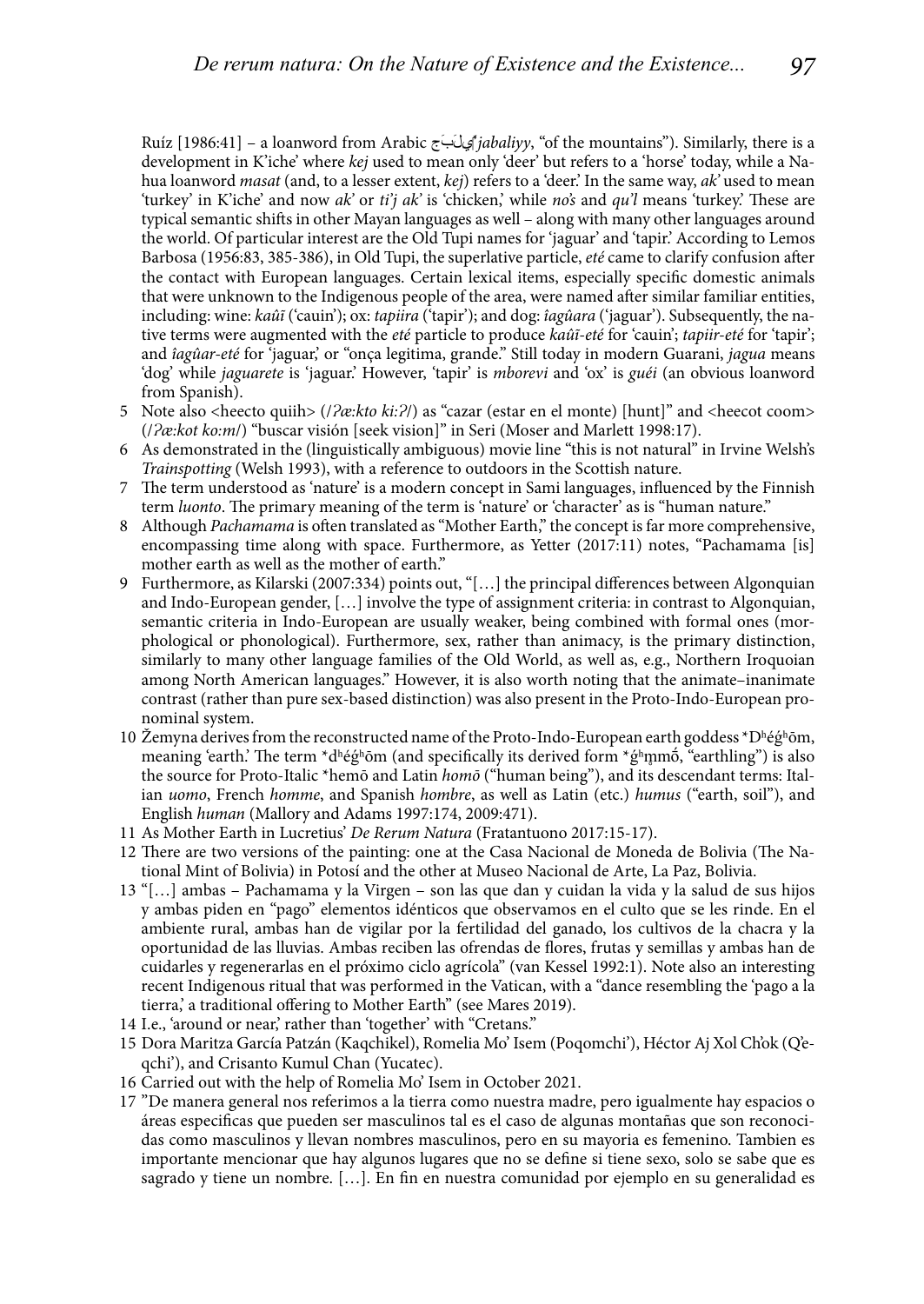Ruíz [1986:41] – a loanword from Arabic جَبَلِيّ *jabaliyy*, "of the mountains"). Similarly, there is a development in K'iche' where *kej* used to mean only 'deer' but refers to a 'horse' today, while a Nahua loanword *masat* (and, to a lesser extent, *kej*) refers to a 'deer.' In the same way, *ak'* used to mean 'turkey' in K'iche' and now *ak'* or *ti'j ak'* is 'chicken,' while *no's* and *qu'l* means 'turkey.' These are typical semantic shifts in other Mayan languages as well – along with many other languages around the world. Of particular interest are the Old Tupi names for 'jaguar' and 'tapir.' According to Lemos Barbosa (1956:83, 385-386), in Old Tupi, the superlative particle, *eté* came to clarify confusion after the contact with European languages. Certain lexical items, especially specific domestic animals that were unknown to the Indigenous people of the area, were named after similar familiar entities, including: wine: *kaûĩ* ('cauin'); ox: *tapiira* ('tapir'); and dog: *îagûara* ('jaguar'). Subsequently, the native terms were augmented with the *eté* particle to produce *kaûĩ-eté* for 'cauin'; *tapiir-eté* for 'tapir'; and *îagûar-eté* for 'jaguar,' or "onça legitima, grande." Still today in modern Guarani, *jagua* means 'dog' while *jaguarete* is 'jaguar.' However, 'tapir' is *mborevi* and 'ox' is *guéi* (an obvious loanword from Spanish).

5 Note also <heecto quiih> (/ʔæ:kto ki:ʔ/) as "cazar (estar en el monte) [hunt]" and <heecot coom> (/ʔæ:kot ko:m/) "buscar visión [seek vision]" in Seri (Moser and Marlett 1998:17).

6 As demonstrated in the (linguistically ambiguous) movie line "this is not natural" in Irvine Welsh's *Trainspotting* (Welsh 1993), with a reference to outdoors in the Scottish nature.

7 The term understood as 'nature' is a modern concept in Sami languages, influenced by the Finnish term *luonto*. The primary meaning of the term is 'nature' or 'character' as is "human nature."

8 Although *Pachamama* is often translated as "Mother Earth," the concept is far more comprehensive, encompassing time along with space. Furthermore, as Yetter (2017:11) notes, "Pachamama [is] mother earth as well as the mother of earth."

9 Furthermore, as Kilarski (2007:334) points out, "[…] the principal differences between Algonquian and Indo-European gender, […] involve the type of assignment criteria: in contrast to Algonquian, semantic criteria in Indo-European are usually weaker, being combined with formal ones (morphological or phonological). Furthermore, sex, rather than animacy, is the primary distinction, similarly to many other language families of the Old World, as well as, e.g., Northern Iroquoian among North American languages." However, it is also worth noting that the animate–inanimate contrast (rather than pure sex-based distinction) was also present in the Proto-Indo-European pronominal system.

10 Žemyna derives from the reconstructed name of the Proto-Indo-European earth goddess *Dʰéǵʰōm, meaning 'earth.' The term *dʰéǵʰōm (and specifically its derived form *ǵʰm̥mṓ, "earthling") is also the source for Proto-Italic *hemō and Latin *homō* ("human being"), and its descendant terms: Italian *uomo*, French *homme*, and Spanish *hombre*, as well as Latin (etc.) *humus* ("earth, soil"), and English *human* (Mallory and Adams 1997:174, 2009:471).

11 As Mother Earth in Lucretius' *De Rerum Natura* (Fratantuono 2017:15-17).

12 There are two versions of the painting: one at the Casa Nacional de Moneda de Bolivia (The National Mint of Bolivia) in Potosí and the other at Museo Nacional de Arte, La Paz, Bolivia.

13 "[…] ambas – Pachamama y la Virgen – son las que dan y cuidan la vida y la salud de sus hijos y ambas piden en "pago" elementos idénticos que observamos en el culto que se les rinde. En el ambiente rural, ambas han de vigilar por la fertilidad del ganado, los cultivos de la chacra y la oportunidad de las lluvias. Ambas reciben las ofrendas de flores, frutas y semillas y ambas han de cuidarles y regenerarlas en el próximo ciclo agrícola" (van Kessel 1992:1). Note also an interesting recent Indigenous ritual that was performed in the Vatican, with a "dance resembling the 'pago a la tierra,' a traditional offering to Mother Earth" (see Mares 2019).

14 I.e., 'around or near,' rather than 'together' with "Cretans."

15 Dora Maritza García Patzán (Kaqchikel), Romelia Mo' Isem (Poqomchi'), Héctor Aj Xol Ch'ok (Q'eqchi'), and Crisanto Kumul Chan (Yucatec).

16 Carried out with the help of Romelia Mo' Isem in October 2021.

17 "De manera general nos referimos a la tierra como nuestra madre, pero igualmente hay espacios o áreas especificas que pueden ser masculinos tal es el caso de algunas montañas que son reconocidas como masculinos y llevan nombres masculinos, pero en su mayoria es femenino. Tambien es importante mencionar que hay algunos lugares que no se define si tiene sexo, solo se sabe que es sagrado y tiene un nombre. […]. En fin en nuestra comunidad por ejemplo en su generalidad es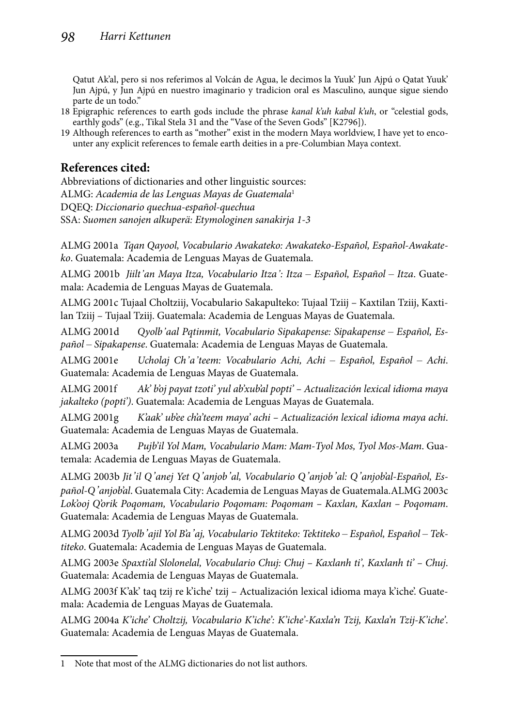Qatut Ak'al, pero si nos referimos al Volcán de Agua, le decimos la Yuuk' Jun Ajpú o Qatat Yuuk' Jun Ajpú, y Jun Ajpú en nuestro imaginario y tradicion oral es Masculino, aunque sigue siendo parte de un todo."

18 Epigraphic references to earth gods include the phrase *kanal k'uh kabal k'uh*, or "celestial gods, earthly gods" (e.g., Tikal Stela 31 and the "Vase of the Seven Gods" [K2796]).

19 Although references to earth as "mother" exist in the modern Maya worldview, I have yet to encounter any explicit references to female earth deities in a pre-Columbian Maya context.

## References cited:

Abbreviations of dictionaries and other linguistic sources:
ALMG: *Academia de las Lenguas Mayas de Guatemala*[1]
DQEQ: *Diccionario quechua-español-quechua*
SSA: *Suomen sanojen alkuperä: Etymologinen sanakirja 1-3*

ALMG 2001a *Tqan Qayool, Vocabulario Awakateko: Awakateko-Español, Español-Awakateko*. Guatemala: Academia de Lenguas Mayas de Guatemala.

ALMG 2001b *Jiilt'an Maya Itza, Vocabulario Itza': Itza – Español, Español – Itza*. Guatemala: Academia de Lenguas Mayas de Guatemala.

ALMG 2001c Tujaal Choltziij, Vocabulario Sakapulteko: Tujaal Tziij – Kaxtilan Tziij, Kaxtilan Tziij – Tujaal Tziij. Guatemala: Academia de Lenguas Mayas de Guatemala.

ALMG 2001d *Qyolb'aal Pqtinmit, Vocabulario Sipakapense: Sipakapense – Español, Español – Sipakapense*. Guatemala: Academia de Lenguas Mayas de Guatemala.

ALMG 2001e *Ucholaj Ch'a'teem: Vocabulario Achi, Achi – Español, Español – Achi*. Guatemala: Academia de Lenguas Mayas de Guatemala.

ALMG 2001f *Ak' b'oj payat tzoti' yul ab'xub'al popti' – Actualización lexical idioma maya jakalteko (popti')*. Guatemala: Academia de Lenguas Mayas de Guatemala.

ALMG 2001g *K'aak' ub'ee ch'a'teem maya' achi – Actualización lexical idioma maya achi*. Guatemala: Academia de Lenguas Mayas de Guatemala.

ALMG 2003a *Pujb'il Yol Mam, Vocabulario Mam: Mam-Tyol Mos, Tyol Mos-Mam*. Guatemala: Academia de Lenguas Mayas de Guatemala.

ALMG 2003b *Jit'il Q'anej Yet Q'anjob'al, Vocabulario Q'anjob'al: Q'anjob'al-Español, Español-Q'anjob'al*. Guatemala City: Academia de Lenguas Mayas de Guatemala.

ALMG 2003c *Lok'ooj Q'orik Poqomam, Vocabulario Poqomam: Poqomam – Kaxlan, Kaxlan – Poqomam*. Guatemala: Academia de Lenguas Mayas de Guatemala.

ALMG 2003d *Tyolb'ajil Yol B'a'aj, Vocabulario Tektiteko: Tektiteko – Español, Español – Tektiteko*. Guatemala: Academia de Lenguas Mayas de Guatemala.

ALMG 2003e *Spaxti'al Slolonelal, Vocabulario Chuj: Chuj – Kaxlanh ti', Kaxlanh ti' – Chuj*. Guatemala: Academia de Lenguas Mayas de Guatemala.

ALMG 2003f K'ak' taq tzij re k'iche' tzij – Actualización lexical idioma maya k'iche'. Guatemala: Academia de Lenguas Mayas de Guatemala.

ALMG 2004a *K'iche' Choltzij, Vocabulario K'iche': K'iche'-Kaxla'n Tzij, Kaxla'n Tzij-K'iche'*. Guatemala: Academia de Lenguas Mayas de Guatemala.

1 Note that most of the ALMG dictionaries do not list authors.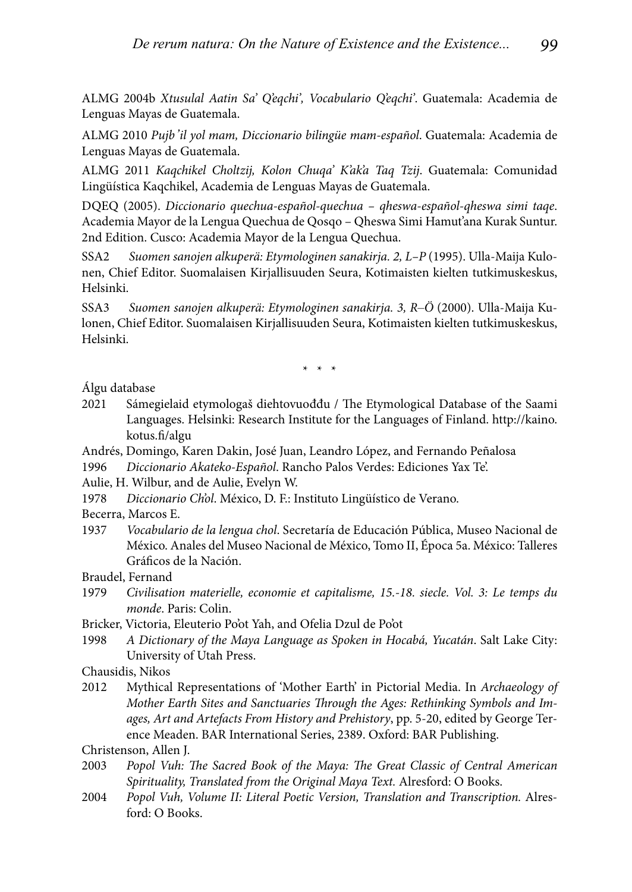ALMG 2004b *Xtusulal Aatin Sa' Q'eqchi', Vocabulario Q'eqchi'*. Guatemala: Academia de Lenguas Mayas de Guatemala.

ALMG 2010 *Pujb'il yol mam, Diccionario bilingüe mam-español*. Guatemala: Academia de Lenguas Mayas de Guatemala.

ALMG 2011 *Kaqchikel Choltzij, Kolon Chuqa' K'ak'a Taq Tzij*. Guatemala: Comunidad Lingüística Kaqchikel, Academia de Lenguas Mayas de Guatemala.

DQEQ (2005). *Diccionario quechua-español-quechua – qheswa-español-qheswa simi taqe*. Academia Mayor de la Lengua Quechua de Qosqo – Qheswa Simi Hamut'ana Kurak Suntur. 2nd Edition. Cusco: Academia Mayor de la Lengua Quechua.

SSA2 *Suomen sanojen alkuperä: Etymologinen sanakirja. 2, L–P* (1995). Ulla-Maija Kulonen, Chief Editor. Suomalaisen Kirjallisuuden Seura, Kotimaisten kielten tutkimuskeskus, Helsinki.

SSA3 *Suomen sanojen alkuperä: Etymologinen sanakirja. 3, R–Ö* (2000). Ulla-Maija Kulonen, Chief Editor. Suomalaisen Kirjallisuuden Seura, Kotimaisten kielten tutkimuskeskus, Helsinki.

\* \* \*

Álgu database

2021 Sámegielaid etymologaš diehtovuođđu / The Etymological Database of the Saami Languages. Helsinki: Research Institute for the Languages of Finland. http://kaino.kotus.fi/algu

Andrés, Domingo, Karen Dakin, José Juan, Leandro López, and Fernando Peñalosa

1996 *Diccionario Akateko-Español*. Rancho Palos Verdes: Ediciones Yax Te'.

Aulie, H. Wilbur, and de Aulie, Evelyn W.

1978 *Diccionario Ch'ol*. México, D. F.: Instituto Lingüístico de Verano.

Becerra, Marcos E.

1937 *Vocabulario de la lengua chol*. Secretaría de Educación Pública, Museo Nacional de México. Anales del Museo Nacional de México, Tomo II, Época 5a. México: Talleres Gráficos de la Nación.

Braudel, Fernand

1979 *Civilisation materielle, economie et capitalisme, 15.-18. siecle. Vol. 3: Le temps du monde*. Paris: Colin.

Bricker, Victoria, Eleuterio Po'ot Yah, and Ofelia Dzul de Po'ot

1998 *A Dictionary of the Maya Language as Spoken in Hocabá, Yucatán*. Salt Lake City: University of Utah Press.

Chausidis, Nikos

2012 Mythical Representations of 'Mother Earth' in Pictorial Media. In *Archaeology of Mother Earth Sites and Sanctuaries Through the Ages: Rethinking Symbols and Images, Art and Artefacts From History and Prehistory*, pp. 5-20, edited by George Terence Meaden. BAR International Series, 2389. Oxford: BAR Publishing.

Christenson, Allen J.

2003 *Popol Vuh: The Sacred Book of the Maya: The Great Classic of Central American Spirituality, Translated from the Original Maya Text.* Alresford: O Books.

2004 *Popol Vuh, Volume II: Literal Poetic Version, Translation and Transcription.* Alresford: O Books.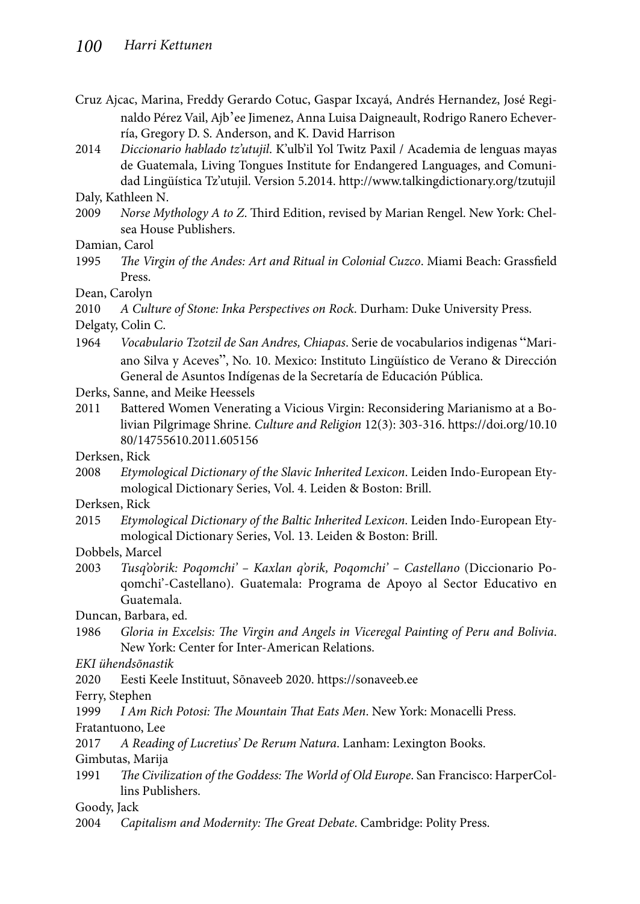Cruz Ajcac, Marina, Freddy Gerardo Cotuc, Gaspar Ixcayá, Andrés Hernandez, José Reginaldo Pérez Vail, Ajb'ee Jimenez, Anna Luisa Daigneault, Rodrigo Ranero Echeverría, Gregory D. S. Anderson, and K. David Harrison

2014 *Diccionario hablado tz'utujil*. K'ulb'il Yol Twitz Paxil / Academia de lenguas mayas de Guatemala, Living Tongues Institute for Endangered Languages, and Comunidad Lingüística Tz'utujil. Version 5.2014. http://www.talkingdictionary.org/tzutujil

Daly, Kathleen N.

2009 *Norse Mythology A to Z*. Third Edition, revised by Marian Rengel. New York: Chelsea House Publishers.

Damian, Carol

1995 *The Virgin of the Andes: Art and Ritual in Colonial Cuzco*. Miami Beach: Grassfield Press.

Dean, Carolyn

2010 *A Culture of Stone: Inka Perspectives on Rock*. Durham: Duke University Press.

Delgaty, Colin C.

1964 *Vocabulario Tzotzil de San Andres, Chiapas*. Serie de vocabularios indigenas "Mariano Silva y Aceves", No. 10. Mexico: Instituto Lingüístico de Verano & Dirección General de Asuntos Indígenas de la Secretaría de Educación Pública.

Derks, Sanne, and Meike Heessels

2011 Battered Women Venerating a Vicious Virgin: Reconsidering Marianismo at a Bolivian Pilgrimage Shrine. *Culture and Religion* 12(3): 303-316. https://doi.org/10.1080/14755610.2011.605156

Derksen, Rick

2008 *Etymological Dictionary of the Slavic Inherited Lexicon*. Leiden Indo-European Etymological Dictionary Series, Vol. 4. Leiden & Boston: Brill.

Derksen, Rick

2015 *Etymological Dictionary of the Baltic Inherited Lexicon*. Leiden Indo-European Etymological Dictionary Series, Vol. 13. Leiden & Boston: Brill.

Dobbels, Marcel

2003 *Tusq'o'orik: Poqomchi' – Kaxlan q'orik, Poqomchi' – Castellano* (Diccionario Poqomchi'-Castellano). Guatemala: Programa de Apoyo al Sector Educativo en Guatemala.

Duncan, Barbara, ed.

1986 *Gloria in Excelsis: The Virgin and Angels in Viceregal Painting of Peru and Bolivia*. New York: Center for Inter-American Relations.

*EKI ühendsõnastik*

2020 Eesti Keele Instituut, Sõnaveeb 2020. https://sonaveeb.ee

Ferry, Stephen

1999 *I Am Rich Potosi: The Mountain That Eats Men*. New York: Monacelli Press.

Fratantuono, Lee

2017 *A Reading of Lucretius' De Rerum Natura*. Lanham: Lexington Books.

Gimbutas, Marija

1991 *The Civilization of the Goddess: The World of Old Europe*. San Francisco: HarperCollins Publishers.

Goody, Jack

2004 *Capitalism and Modernity: The Great Debate*. Cambridge: Polity Press.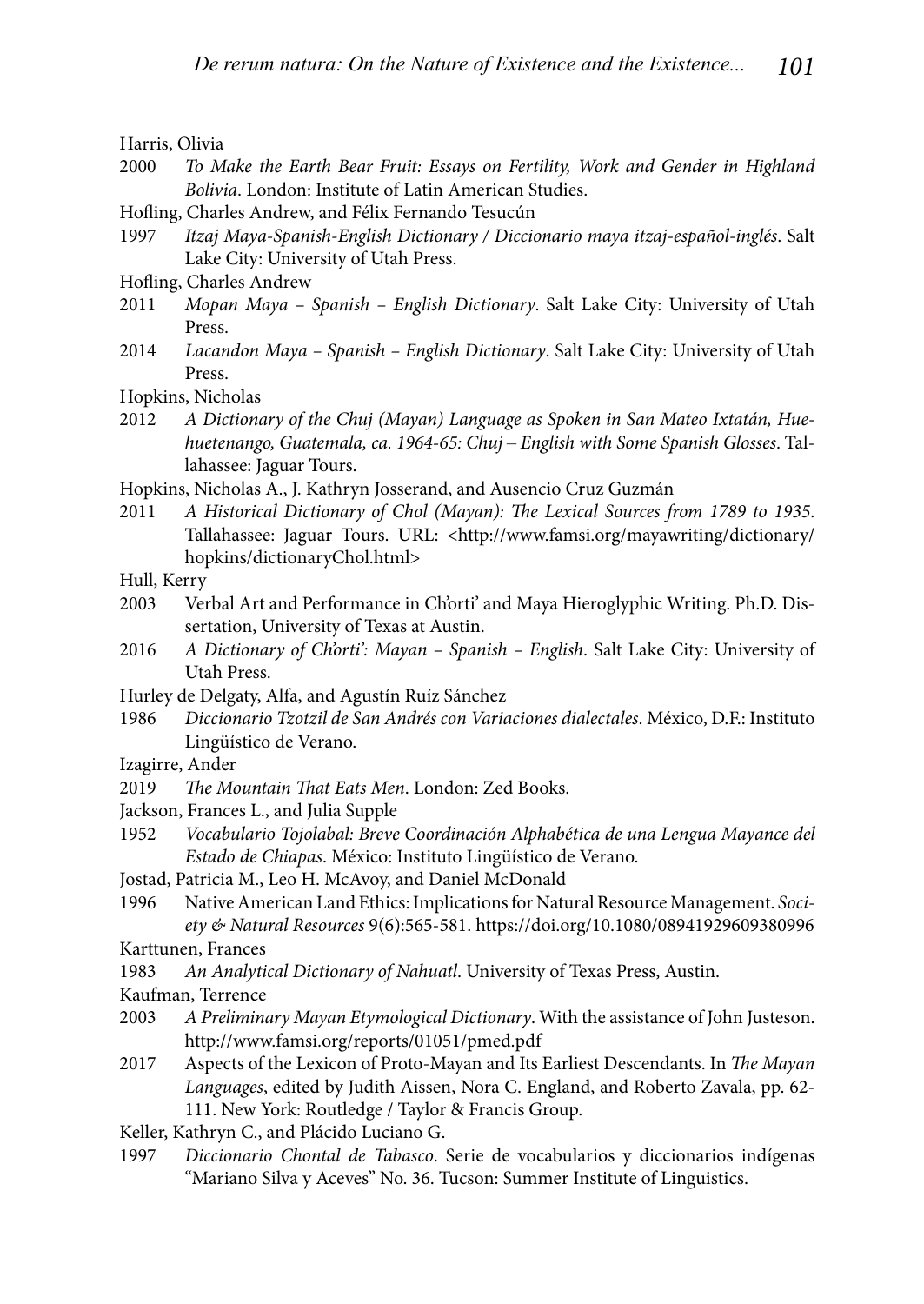Harris, Olivia

2000 *To Make the Earth Bear Fruit: Essays on Fertility, Work and Gender in Highland Bolivia*. London: Institute of Latin American Studies.

Hofling, Charles Andrew, and Félix Fernando Tesucún

1997 *Itzaj Maya-Spanish-English Dictionary / Diccionario maya itzaj-español-inglés*. Salt Lake City: University of Utah Press.

Hofling, Charles Andrew

2011 *Mopan Maya – Spanish – English Dictionary*. Salt Lake City: University of Utah Press.

2014 *Lacandon Maya – Spanish – English Dictionary*. Salt Lake City: University of Utah Press.

Hopkins, Nicholas

2012 *A Dictionary of the Chuj (Mayan) Language as Spoken in San Mateo Ixtatán, Huehuetenango, Guatemala, ca. 1964-65: Chuj – English with Some Spanish Glosses*. Tallahassee: Jaguar Tours.

Hopkins, Nicholas A., J. Kathryn Josserand, and Ausencio Cruz Guzmán

2011 *A Historical Dictionary of Chol (Mayan): The Lexical Sources from 1789 to 1935*. Tallahassee: Jaguar Tours. URL: <http://www.famsi.org/mayawriting/dictionary/hopkins/dictionaryChol.html>

Hull, Kerry

2003 Verbal Art and Performance in Ch'orti' and Maya Hieroglyphic Writing. Ph.D. Dissertation, University of Texas at Austin.

2016 *A Dictionary of Ch'orti': Mayan – Spanish – English*. Salt Lake City: University of Utah Press.

Hurley de Delgaty, Alfa, and Agustín Ruíz Sánchez

1986 *Diccionario Tzotzil de San Andrés con Variaciones dialectales*. México, D.F.: Instituto Lingüístico de Verano.

Izagirre, Ander

2019 *The Mountain That Eats Men*. London: Zed Books.

Jackson, Frances L., and Julia Supple

1952 *Vocabulario Tojolabal: Breve Coordinación Alphabética de una Lengua Mayance del Estado de Chiapas*. México: Instituto Lingüístico de Verano.

Jostad, Patricia M., Leo H. McAvoy, and Daniel McDonald

1996 Native American Land Ethics: Implications for Natural Resource Management. *Society & Natural Resources* 9(6):565-581. https://doi.org/10.1080/08941929609380996

Karttunen, Frances

1983 *An Analytical Dictionary of Nahuatl*. University of Texas Press, Austin.

Kaufman, Terrence

2003 *A Preliminary Mayan Etymological Dictionary*. With the assistance of John Justeson. http://www.famsi.org/reports/01051/pmed.pdf

2017 Aspects of the Lexicon of Proto-Mayan and Its Earliest Descendants. In *The Mayan Languages*, edited by Judith Aissen, Nora C. England, and Roberto Zavala, pp. 62-111. New York: Routledge / Taylor & Francis Group.

Keller, Kathryn C., and Plácido Luciano G.

1997 *Diccionario Chontal de Tabasco*. Serie de vocabularios y diccionarios indígenas "Mariano Silva y Aceves" No. 36. Tucson: Summer Institute of Linguistics.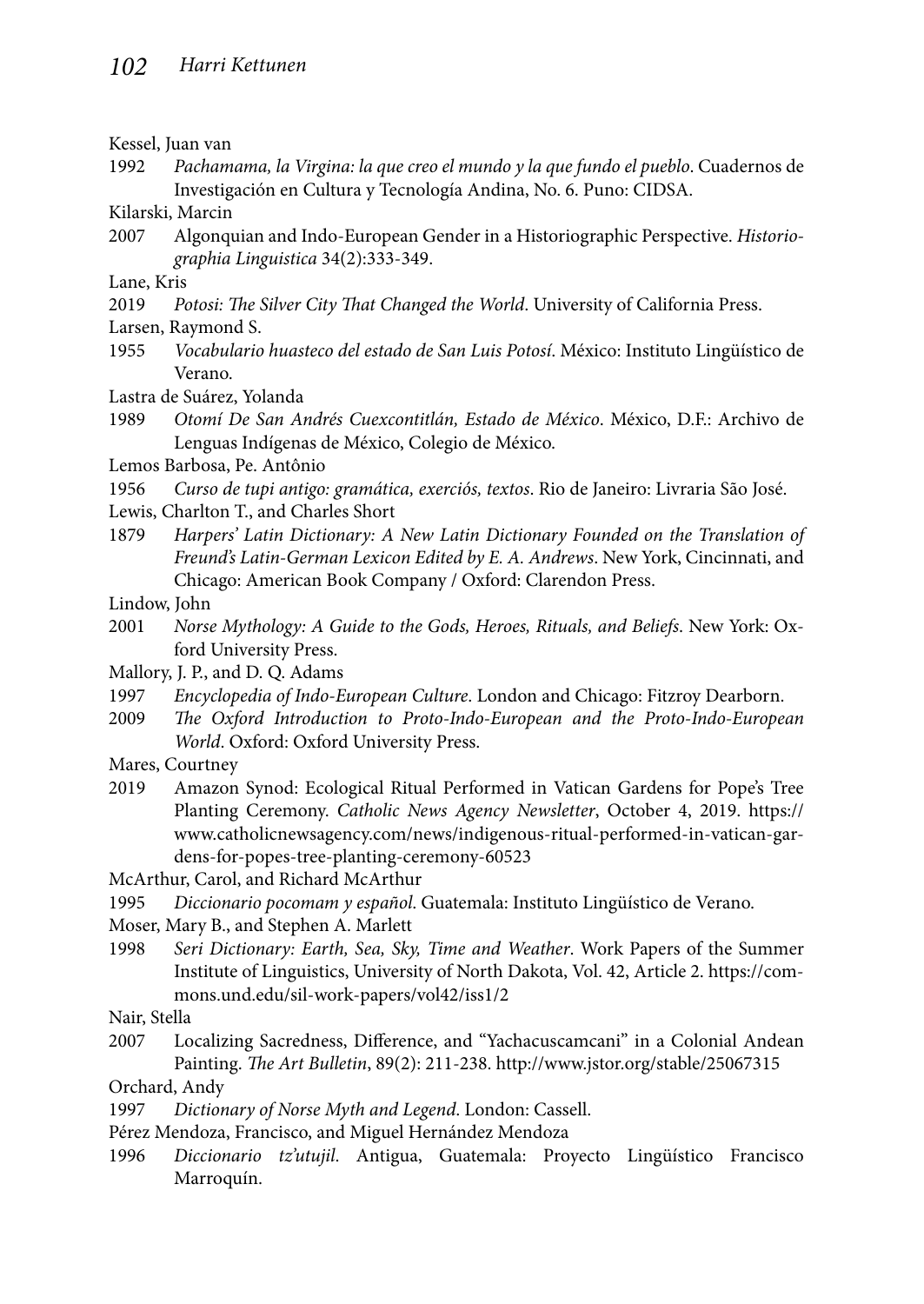Kessel, Juan van

1992 *Pachamama, la Virgina: la que creo el mundo y la que fundo el pueblo*. Cuadernos de Investigación en Cultura y Tecnología Andina, No. 6. Puno: CIDSA.

Kilarski, Marcin

2007 Algonquian and Indo-European Gender in a Historiographic Perspective. *Historiographia Linguistica* 34(2):333-349.

Lane, Kris

2019 *Potosi: The Silver City That Changed the World*. University of California Press.

Larsen, Raymond S.

1955 *Vocabulario huasteco del estado de San Luis Potosí*. México: Instituto Lingüístico de Verano.

Lastra de Suárez, Yolanda

1989 *Otomí De San Andrés Cuexcontitlán, Estado de México*. México, D.F.: Archivo de Lenguas Indígenas de México, Colegio de México.

Lemos Barbosa, Pe. Antônio

1956 *Curso de tupi antigo: gramática, exerciós, textos*. Rio de Janeiro: Livraria São José.

Lewis, Charlton T., and Charles Short

1879 *Harpers' Latin Dictionary: A New Latin Dictionary Founded on the Translation of Freund's Latin-German Lexicon Edited by E. A. Andrews*. New York, Cincinnati, and Chicago: American Book Company / Oxford: Clarendon Press.

Lindow, John

2001 *Norse Mythology: A Guide to the Gods, Heroes, Rituals, and Beliefs*. New York: Oxford University Press.

Mallory, J. P., and D. Q. Adams

1997 *Encyclopedia of Indo-European Culture*. London and Chicago: Fitzroy Dearborn.

2009 *The Oxford Introduction to Proto-Indo-European and the Proto-Indo-European World*. Oxford: Oxford University Press.

Mares, Courtney

2019 Amazon Synod: Ecological Ritual Performed in Vatican Gardens for Pope's Tree Planting Ceremony. *Catholic News Agency Newsletter*, October 4, 2019. https://www.catholicnewsagency.com/news/indigenous-ritual-performed-in-vatican-gardens-for-popes-tree-planting-ceremony-60523

McArthur, Carol, and Richard McArthur

1995 *Diccionario pocomam y español*. Guatemala: Instituto Lingüístico de Verano.

Moser, Mary B., and Stephen A. Marlett

1998 *Seri Dictionary: Earth, Sea, Sky, Time and Weather*. Work Papers of the Summer Institute of Linguistics, University of North Dakota, Vol. 42, Article 2. https://commons.und.edu/sil-work-papers/vol42/iss1/2

Nair, Stella

2007 Localizing Sacredness, Difference, and "Yachacuscamcani" in a Colonial Andean Painting. *The Art Bulletin*, 89(2): 211-238. http://www.jstor.org/stable/25067315

Orchard, Andy

1997 *Dictionary of Norse Myth and Legend*. London: Cassell.

Pérez Mendoza, Francisco, and Miguel Hernández Mendoza

1996 *Diccionario tz'utujil*. Antigua, Guatemala: Proyecto Lingüístico Francisco Marroquín.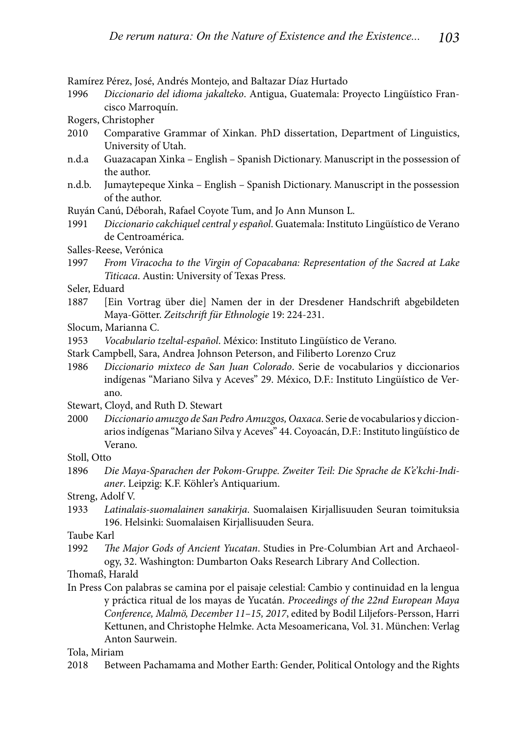Ramírez Pérez, José, Andrés Montejo, and Baltazar Díaz Hurtado

1996 *Diccionario del idioma jakalteko*. Antigua, Guatemala: Proyecto Lingüístico Francisco Marroquín.

Rogers, Christopher

2010 Comparative Grammar of Xinkan. PhD dissertation, Department of Linguistics, University of Utah.

n.d.a Guazacapan Xinka – English – Spanish Dictionary. Manuscript in the possession of the author.

n.d.b. Jumaytepeque Xinka – English – Spanish Dictionary. Manuscript in the possession of the author.

Ruyán Canú, Déborah, Rafael Coyote Tum, and Jo Ann Munson L.

1991 *Diccionario cakchiquel central y español*. Guatemala: Instituto Lingüístico de Verano de Centroamérica.

Salles-Reese, Verónica

1997 *From Viracocha to the Virgin of Copacabana: Representation of the Sacred at Lake Titicaca*. Austin: University of Texas Press.

Seler, Eduard

1887 [Ein Vortrag über die] Namen der in der Dresdener Handschrift abgebildeten Maya-Götter. *Zeitschrift für Ethnologie* 19: 224-231.

Slocum, Marianna C.

1953 *Vocabulario tzeltal-español*. México: Instituto Lingüístico de Verano.

Stark Campbell, Sara, Andrea Johnson Peterson, and Filiberto Lorenzo Cruz

1986 *Diccionario mixteco de San Juan Colorado*. Serie de vocabularios y diccionarios indígenas "Mariano Silva y Aceves" 29. México, D.F.: Instituto Lingüístico de Verano.

Stewart, Cloyd, and Ruth D. Stewart

2000 *Diccionario amuzgo de San Pedro Amuzgos, Oaxaca*. Serie de vocabularios y diccionarios indígenas "Mariano Silva y Aceves" 44. Coyoacán, D.F.: Instituto lingüístico de Verano.

Stoll, Otto

1896 *Die Maya-Sparachen der Pokom-Gruppe. Zweiter Teil: Die Sprache de K'e'kchi-Indianer*. Leipzig: K.F. Köhler's Antiquarium.

Streng, Adolf V.

1933 *Latinalais-suomalainen sanakirja*. Suomalaisen Kirjallisuuden Seuran toimituksia 196. Helsinki: Suomalaisen Kirjallisuuden Seura.

Taube Karl

1992 *The Major Gods of Ancient Yucatan*. Studies in Pre-Columbian Art and Archaeology, 32. Washington: Dumbarton Oaks Research Library And Collection.

Thomaß, Harald

In Press Con palabras se camina por el paisaje celestial: Cambio y continuidad en la lengua y práctica ritual de los mayas de Yucatán. *Proceedings of the 22nd European Maya Conference, Malmö, December 11–15, 2017*, edited by Bodil Liljefors-Persson, Harri Kettunen, and Christophe Helmke. Acta Mesoamericana, Vol. 31. München: Verlag Anton Saurwein.

Tola, Miriam

2018 Between Pachamama and Mother Earth: Gender, Political Ontology and the Rights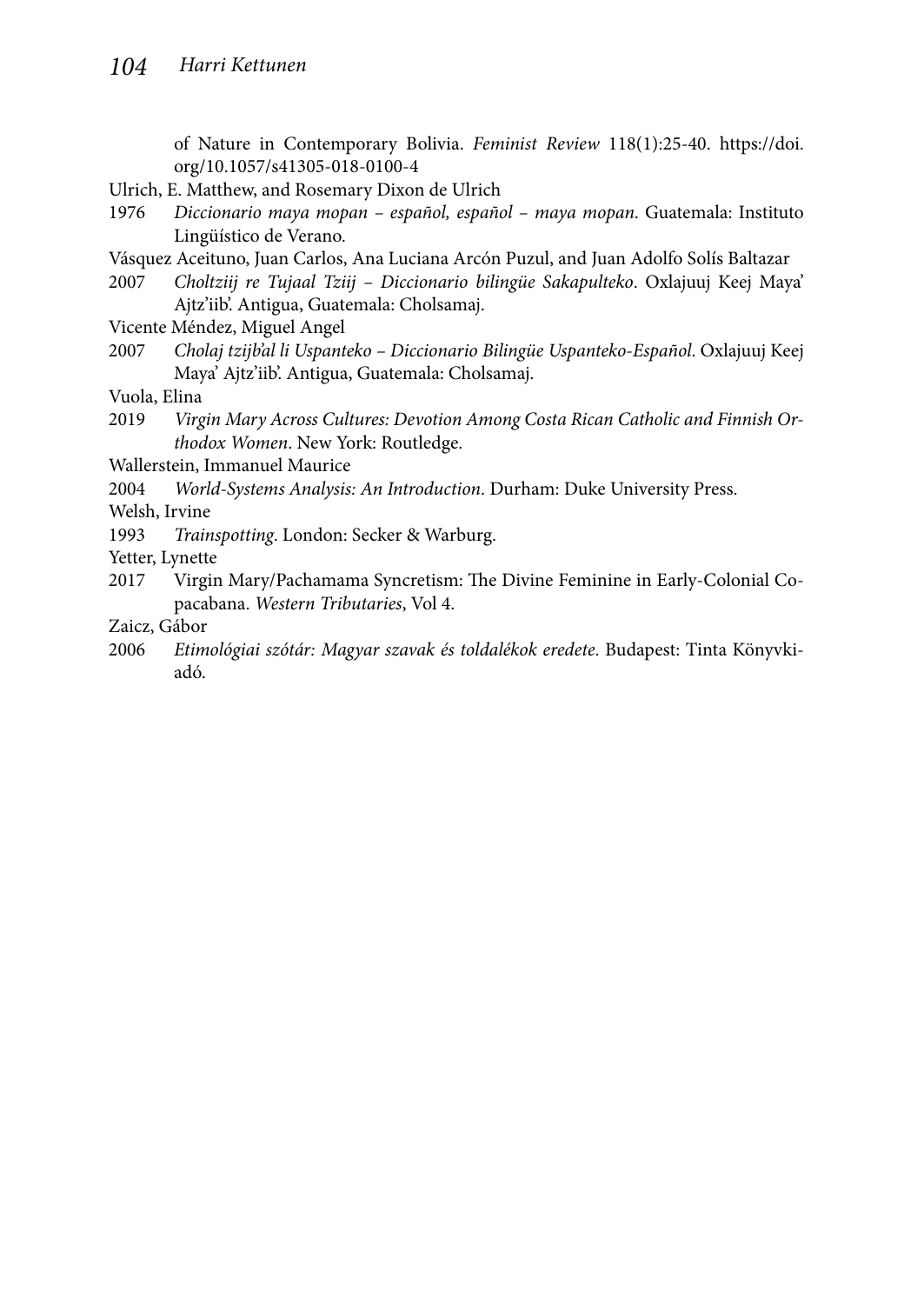of Nature in Contemporary Bolivia. *Feminist Review* 118(1):25-40. https://doi.org/10.1057/s41305-018-0100-4

Ulrich, E. Matthew, and Rosemary Dixon de Ulrich

1976 *Diccionario maya mopan – español, español – maya mopan*. Guatemala: Instituto Lingüístico de Verano.

Vásquez Aceituno, Juan Carlos, Ana Luciana Arcón Puzul, and Juan Adolfo Solís Baltazar

2007 *Choltziij re Tujaal Tziij – Diccionario bilingüe Sakapulteko*. Oxlajuuj Keej Maya' Ajtz'iib'. Antigua, Guatemala: Cholsamaj.

Vicente Méndez, Miguel Angel

2007 *Cholaj tzijb'al li Uspanteko – Diccionario Bilingüe Uspanteko-Español*. Oxlajuuj Keej Maya' Ajtz'iib'. Antigua, Guatemala: Cholsamaj.

Vuola, Elina

2019 *Virgin Mary Across Cultures: Devotion Among Costa Rican Catholic and Finnish Orthodox Women*. New York: Routledge.

Wallerstein, Immanuel Maurice

2004 *World-Systems Analysis: An Introduction*. Durham: Duke University Press.

Welsh, Irvine

1993 *Trainspotting*. London: Secker & Warburg.

Yetter, Lynette

2017 Virgin Mary/Pachamama Syncretism: The Divine Feminine in Early-Colonial Copacabana. *Western Tributaries*, Vol 4.

Zaicz, Gábor

2006 *Etimológiai szótár: Magyar szavak és toldalékok eredete*. Budapest: Tinta Könyvkiadó.